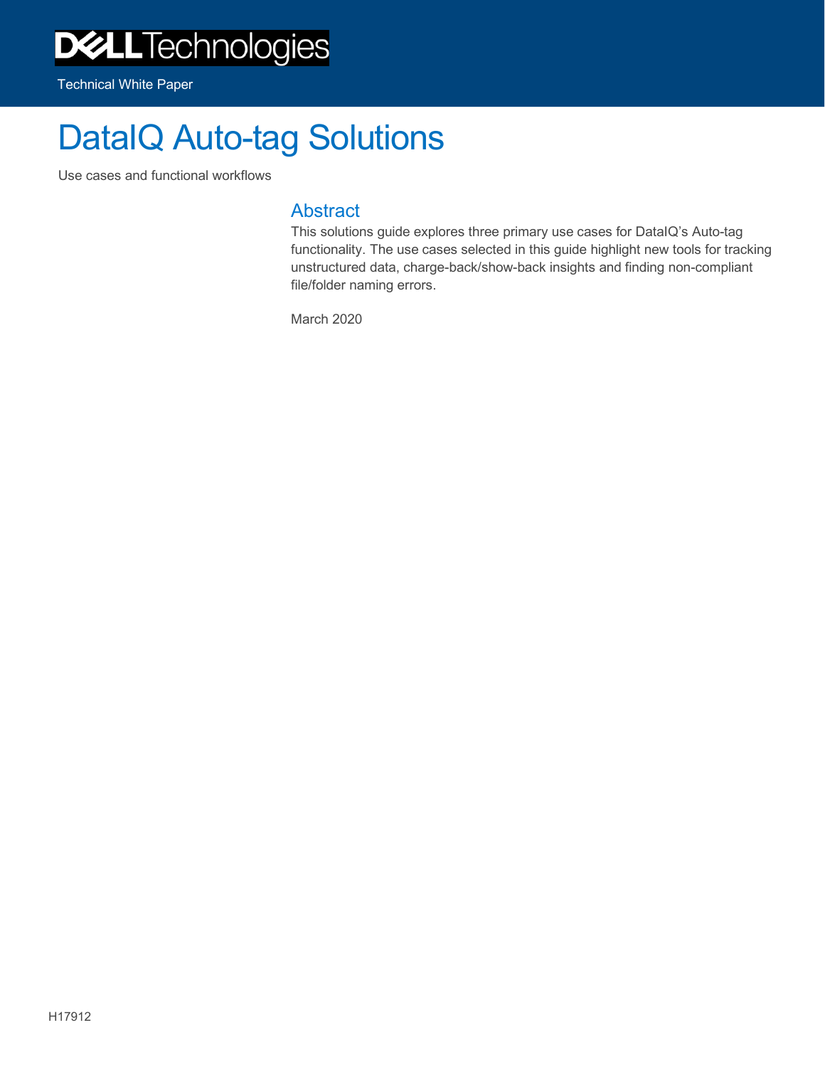Dell Technologies

Technical White Paper

# DataIQ Auto-tag Solutions

Use cases and functional workflows

## Abstract

This solutions guide explores three primary use cases for DataIQ's Auto-tag functionality. The use cases selected in this guide highlight new tools for tracking unstructured data, charge-back/show-back insights and finding non-compliant file/folder naming errors.

March 2020

H17912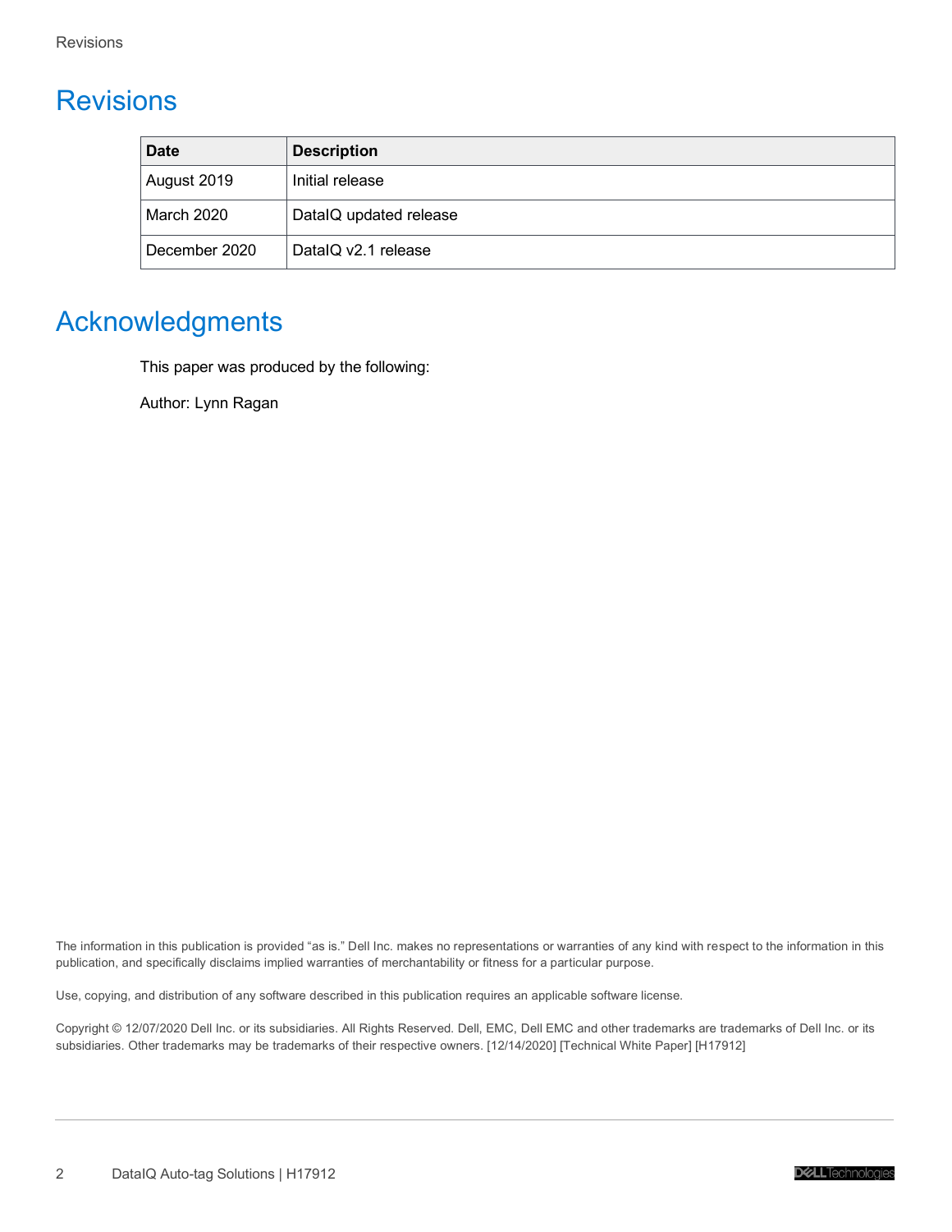# Revisions

| Date | Description |
| --- | --- |
| August 2019 | Initial release |
| March 2020 | DataIQ updated release |
| December 2020 | DataIQ v2.1 release |

# Acknowledgments

This paper was produced by the following:

Author: Lynn Ragan

The information in this publication is provided "as is." Dell Inc. makes no representations or warranties of any kind with respect to the information in this publication, and specifically disclaims implied warranties of merchantability or fitness for a particular purpose.

Use, copying, and distribution of any software described in this publication requires an applicable software license.

Copyright © 12/07/2020 Dell Inc. or its subsidiaries. All Rights Reserved. Dell, EMC, Dell EMC and other trademarks are trademarks of Dell Inc. or its subsidiaries. Other trademarks may be trademarks of their respective owners. [12/14/2020] [Technical White Paper] [H17912]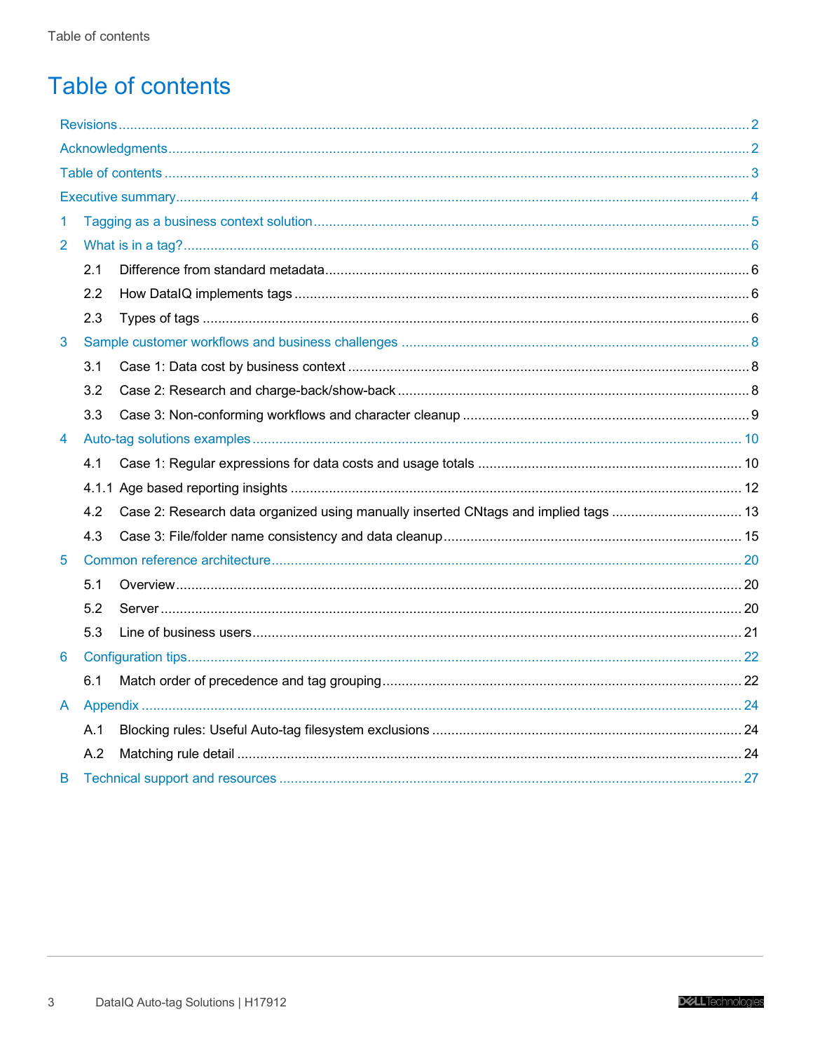# Table of contents

- Revisions ... 2
- Acknowledgments ... 2
- Table of contents ... 3
- Executive summary ... 4
- 1 Tagging as a business context solution ... 5
- 2 What is in a tag? ... 6
  - 2.1 Difference from standard metadata ... 6
  - 2.2 How DataIQ implements tags ... 6
  - 2.3 Types of tags ... 6
- 3 Sample customer workflows and business challenges ... 8
  - 3.1 Case 1: Data cost by business context ... 8
  - 3.2 Case 2: Research and charge-back/show-back ... 8
  - 3.3 Case 3: Non-conforming workflows and character cleanup ... 9
- 4 Auto-tag solutions examples ... 10
  - 4.1 Case 1: Regular expressions for data costs and usage totals ... 10
  - 4.1.1 Age based reporting insights ... 12
  - 4.2 Case 2: Research data organized using manually inserted CNtags and implied tags ... 13
  - 4.3 Case 3: File/folder name consistency and data cleanup ... 15
- 5 Common reference architecture ... 20
  - 5.1 Overview ... 20
  - 5.2 Server ... 20
  - 5.3 Line of business users ... 21
- 6 Configuration tips ... 22
  - 6.1 Match order of precedence and tag grouping ... 22
- A Appendix ... 24
  - A.1 Blocking rules: Useful Auto-tag filesystem exclusions ... 24
  - A.2 Matching rule detail ... 24
- B Technical support and resources ... 27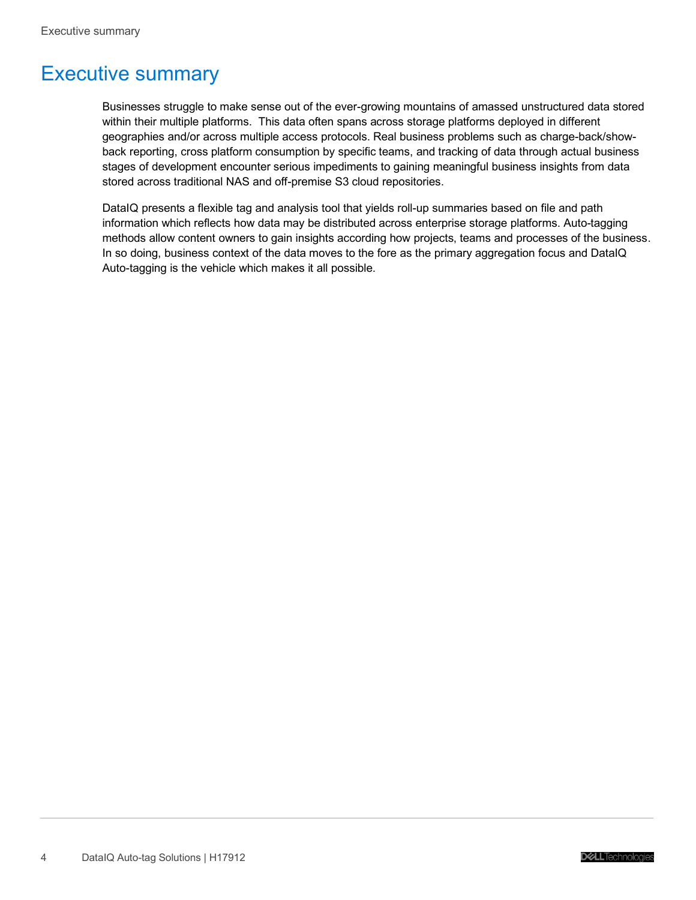# Executive summary

Businesses struggle to make sense out of the ever-growing mountains of amassed unstructured data stored within their multiple platforms. This data often spans across storage platforms deployed in different geographies and/or across multiple access protocols. Real business problems such as charge-back/show-back reporting, cross platform consumption by specific teams, and tracking of data through actual business stages of development encounter serious impediments to gaining meaningful business insights from data stored across traditional NAS and off-premise S3 cloud repositories.

DataIQ presents a flexible tag and analysis tool that yields roll-up summaries based on file and path information which reflects how data may be distributed across enterprise storage platforms. Auto-tagging methods allow content owners to gain insights according how projects, teams and processes of the business. In so doing, business context of the data moves to the fore as the primary aggregation focus and DataIQ Auto-tagging is the vehicle which makes it all possible.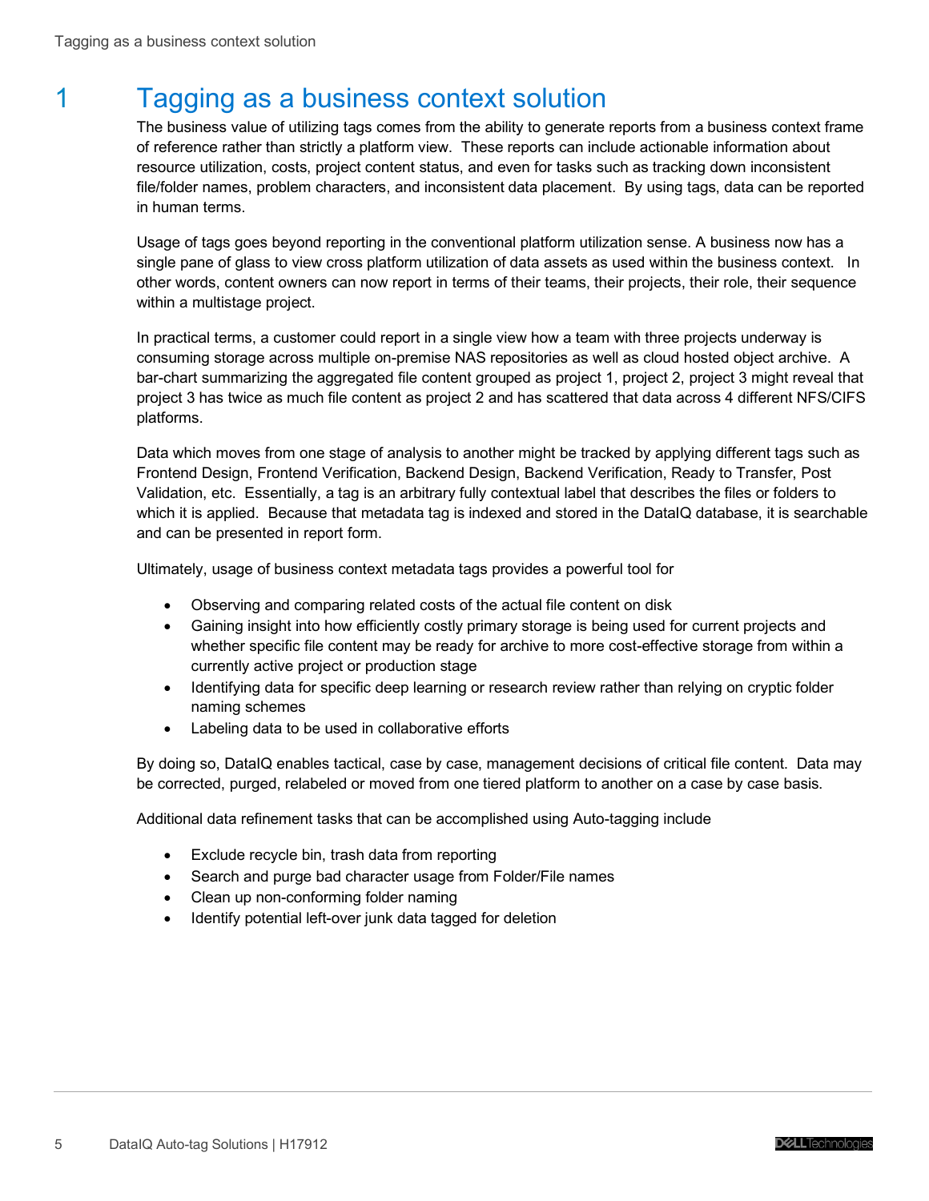# 1 Tagging as a business context solution

The business value of utilizing tags comes from the ability to generate reports from a business context frame of reference rather than strictly a platform view. These reports can include actionable information about resource utilization, costs, project content status, and even for tasks such as tracking down inconsistent file/folder names, problem characters, and inconsistent data placement. By using tags, data can be reported in human terms.

Usage of tags goes beyond reporting in the conventional platform utilization sense. A business now has a single pane of glass to view cross platform utilization of data assets as used within the business context. In other words, content owners can now report in terms of their teams, their projects, their role, their sequence within a multistage project.

In practical terms, a customer could report in a single view how a team with three projects underway is consuming storage across multiple on-premise NAS repositories as well as cloud hosted object archive. A bar-chart summarizing the aggregated file content grouped as project 1, project 2, project 3 might reveal that project 3 has twice as much file content as project 2 and has scattered that data across 4 different NFS/CIFS platforms.

Data which moves from one stage of analysis to another might be tracked by applying different tags such as Frontend Design, Frontend Verification, Backend Design, Backend Verification, Ready to Transfer, Post Validation, etc. Essentially, a tag is an arbitrary fully contextual label that describes the files or folders to which it is applied. Because that metadata tag is indexed and stored in the DataIQ database, it is searchable and can be presented in report form.

Ultimately, usage of business context metadata tags provides a powerful tool for

- Observing and comparing related costs of the actual file content on disk
- Gaining insight into how efficiently costly primary storage is being used for current projects and whether specific file content may be ready for archive to more cost-effective storage from within a currently active project or production stage
- Identifying data for specific deep learning or research review rather than relying on cryptic folder naming schemes
- Labeling data to be used in collaborative efforts

By doing so, DataIQ enables tactical, case by case, management decisions of critical file content. Data may be corrected, purged, relabeled or moved from one tiered platform to another on a case by case basis.

Additional data refinement tasks that can be accomplished using Auto-tagging include

- Exclude recycle bin, trash data from reporting
- Search and purge bad character usage from Folder/File names
- Clean up non-conforming folder naming
- Identify potential left-over junk data tagged for deletion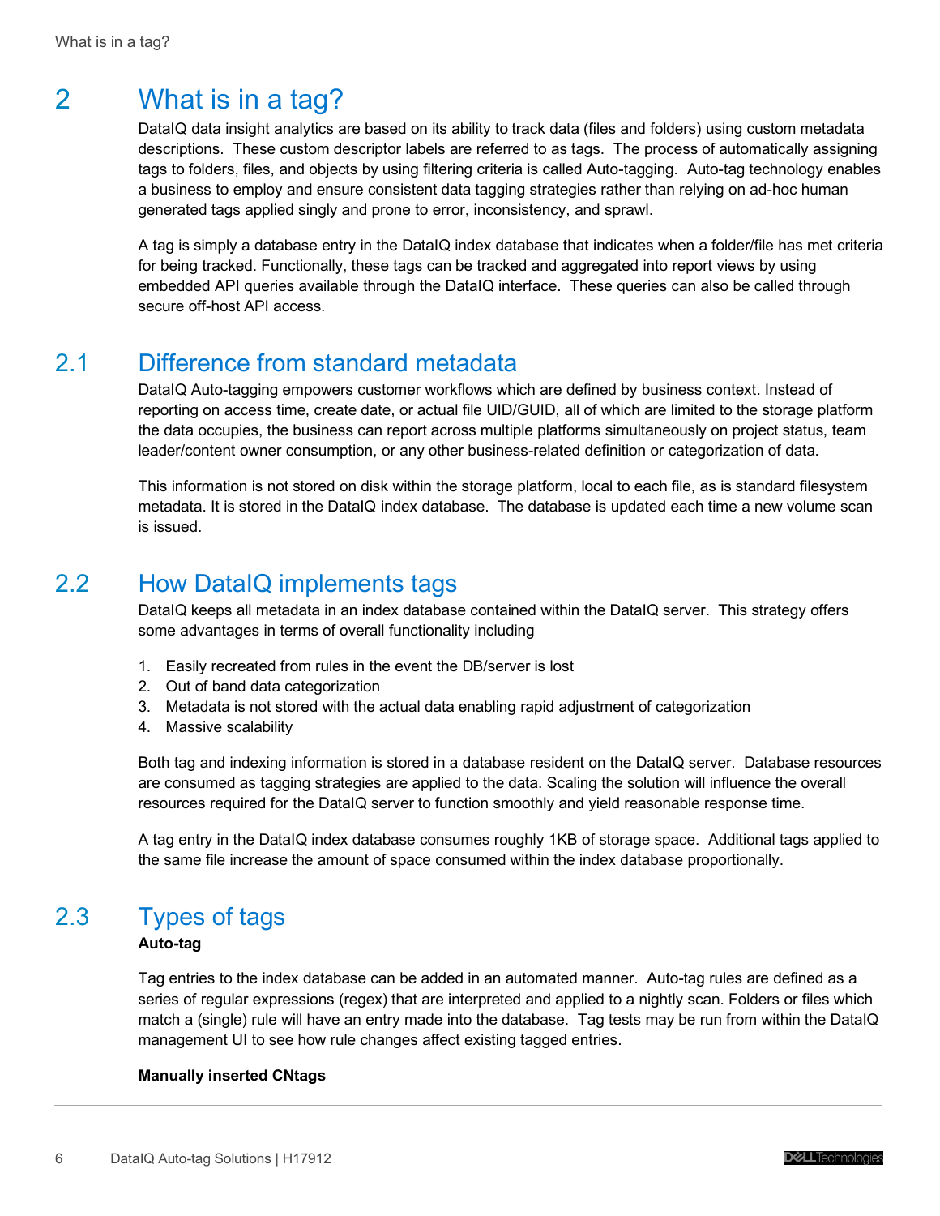# 2 What is in a tag?

DataIQ data insight analytics are based on its ability to track data (files and folders) using custom metadata descriptions. These custom descriptor labels are referred to as tags. The process of automatically assigning tags to folders, files, and objects by using filtering criteria is called Auto-tagging. Auto-tag technology enables a business to employ and ensure consistent data tagging strategies rather than relying on ad-hoc human generated tags applied singly and prone to error, inconsistency, and sprawl.

A tag is simply a database entry in the DataIQ index database that indicates when a folder/file has met criteria for being tracked. Functionally, these tags can be tracked and aggregated into report views by using embedded API queries available through the DataIQ interface. These queries can also be called through secure off-host API access.

## 2.1 Difference from standard metadata

DataIQ Auto-tagging empowers customer workflows which are defined by business context. Instead of reporting on access time, create date, or actual file UID/GUID, all of which are limited to the storage platform the data occupies, the business can report across multiple platforms simultaneously on project status, team leader/content owner consumption, or any other business-related definition or categorization of data.

This information is not stored on disk within the storage platform, local to each file, as is standard filesystem metadata. It is stored in the DataIQ index database. The database is updated each time a new volume scan is issued.

## 2.2 How DataIQ implements tags

DataIQ keeps all metadata in an index database contained within the DataIQ server. This strategy offers some advantages in terms of overall functionality including

1. Easily recreated from rules in the event the DB/server is lost
2. Out of band data categorization
3. Metadata is not stored with the actual data enabling rapid adjustment of categorization
4. Massive scalability

Both tag and indexing information is stored in a database resident on the DataIQ server. Database resources are consumed as tagging strategies are applied to the data. Scaling the solution will influence the overall resources required for the DataIQ server to function smoothly and yield reasonable response time.

A tag entry in the DataIQ index database consumes roughly 1KB of storage space. Additional tags applied to the same file increase the amount of space consumed within the index database proportionally.

## 2.3 Types of tags

**Auto-tag**

Tag entries to the index database can be added in an automated manner. Auto-tag rules are defined as a series of regular expressions (regex) that are interpreted and applied to a nightly scan. Folders or files which match a (single) rule will have an entry made into the database. Tag tests may be run from within the DataIQ management UI to see how rule changes affect existing tagged entries.

**Manually inserted CNtags**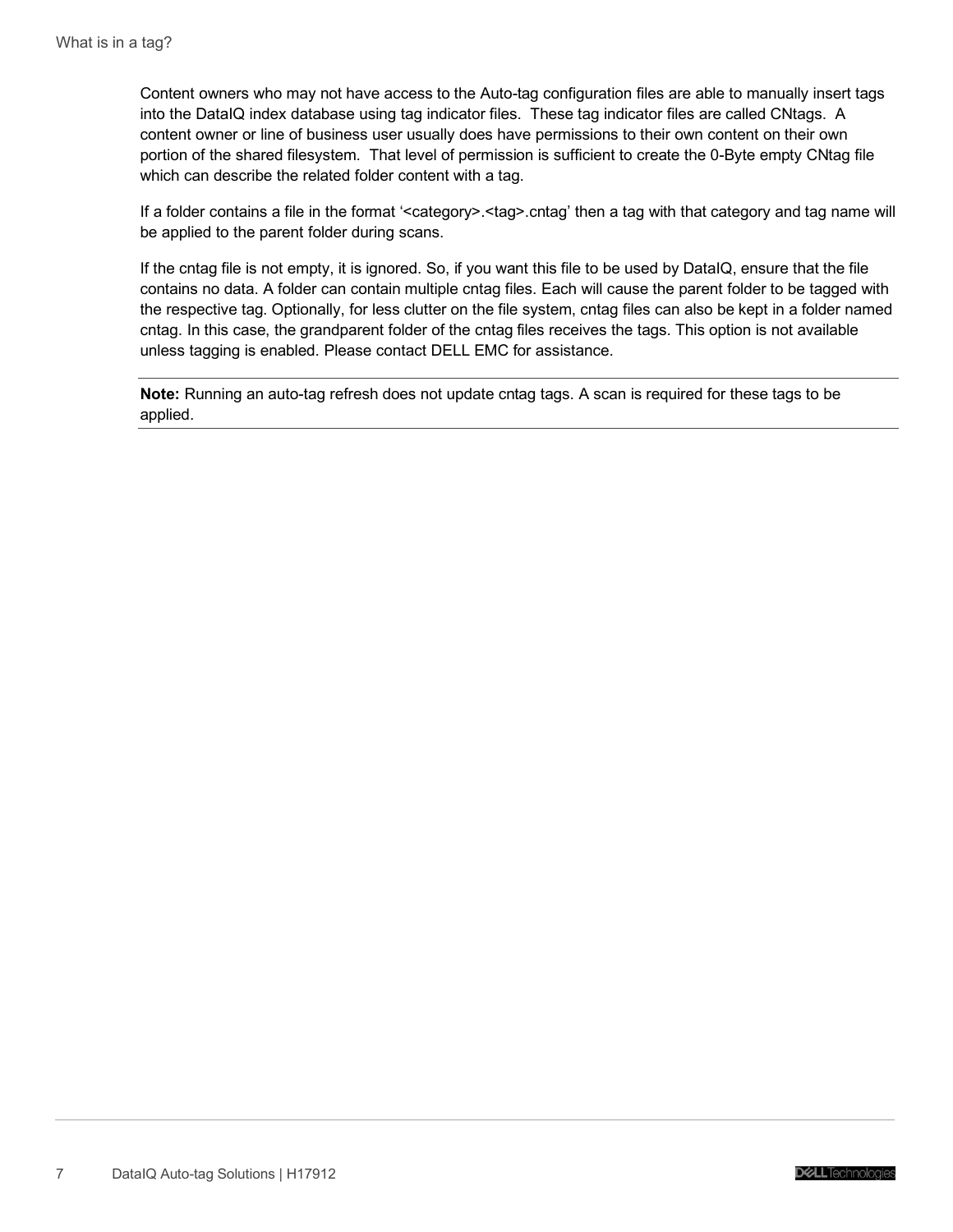Content owners who may not have access to the Auto-tag configuration files are able to manually insert tags into the DataIQ index database using tag indicator files. These tag indicator files are called CNtags. A content owner or line of business user usually does have permissions to their own content on their own portion of the shared filesystem. That level of permission is sufficient to create the 0-Byte empty CNtag file which can describe the related folder content with a tag.

If a folder contains a file in the format '<category>.<tag>.cntag' then a tag with that category and tag name will be applied to the parent folder during scans.

If the cntag file is not empty, it is ignored. So, if you want this file to be used by DataIQ, ensure that the file contains no data. A folder can contain multiple cntag files. Each will cause the parent folder to be tagged with the respective tag. Optionally, for less clutter on the file system, cntag files can also be kept in a folder named cntag. In this case, the grandparent folder of the cntag files receives the tags. This option is not available unless tagging is enabled. Please contact DELL EMC for assistance.

**Note:** Running an auto-tag refresh does not update cntag tags. A scan is required for these tags to be applied.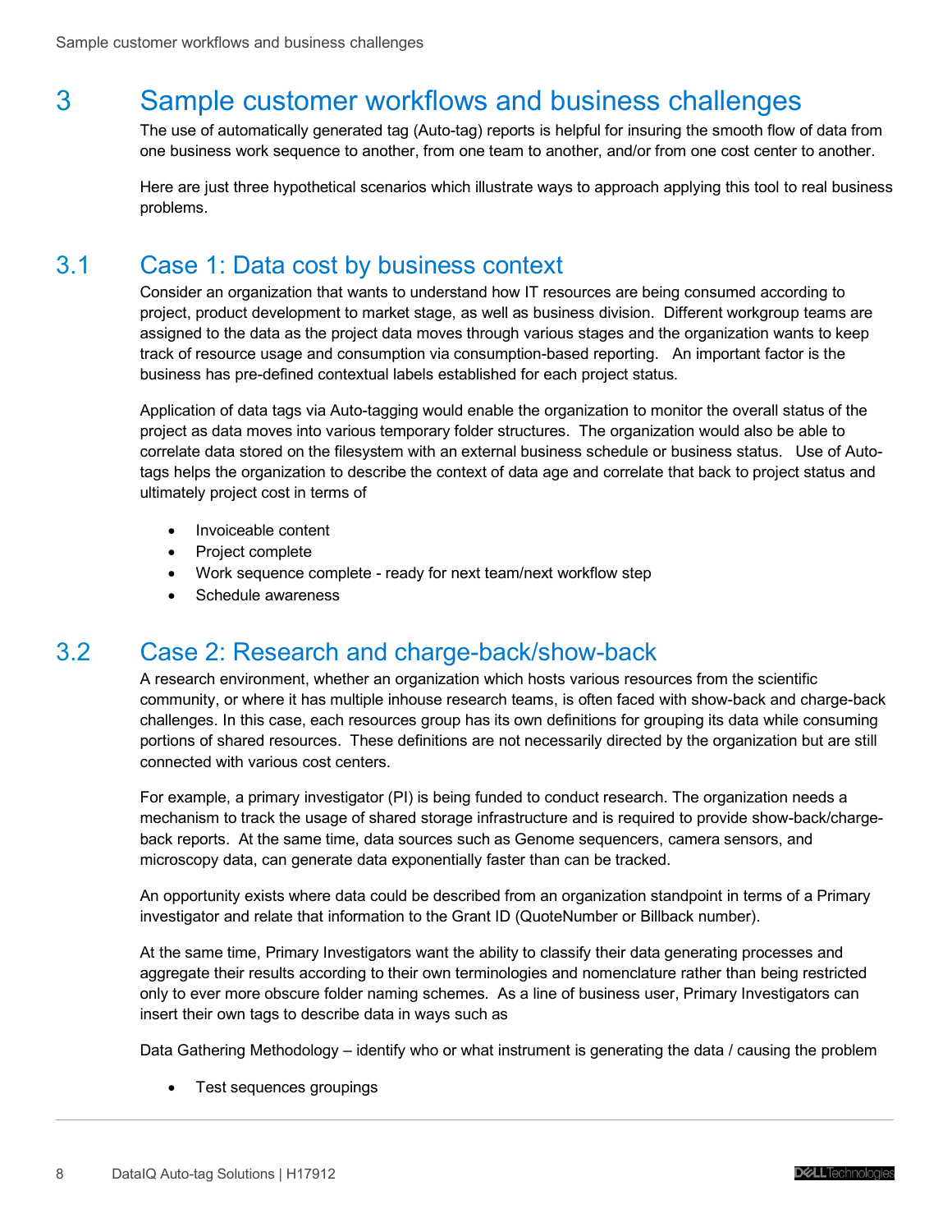# 3 Sample customer workflows and business challenges

The use of automatically generated tag (Auto-tag) reports is helpful for insuring the smooth flow of data from one business work sequence to another, from one team to another, and/or from one cost center to another.

Here are just three hypothetical scenarios which illustrate ways to approach applying this tool to real business problems.

## 3.1 Case 1: Data cost by business context

Consider an organization that wants to understand how IT resources are being consumed according to project, product development to market stage, as well as business division. Different workgroup teams are assigned to the data as the project data moves through various stages and the organization wants to keep track of resource usage and consumption via consumption-based reporting. An important factor is the business has pre-defined contextual labels established for each project status.

Application of data tags via Auto-tagging would enable the organization to monitor the overall status of the project as data moves into various temporary folder structures. The organization would also be able to correlate data stored on the filesystem with an external business schedule or business status. Use of Auto-tags helps the organization to describe the context of data age and correlate that back to project status and ultimately project cost in terms of

- Invoiceable content
- Project complete
- Work sequence complete - ready for next team/next workflow step
- Schedule awareness

## 3.2 Case 2: Research and charge-back/show-back

A research environment, whether an organization which hosts various resources from the scientific community, or where it has multiple inhouse research teams, is often faced with show-back and charge-back challenges. In this case, each resources group has its own definitions for grouping its data while consuming portions of shared resources. These definitions are not necessarily directed by the organization but are still connected with various cost centers.

For example, a primary investigator (PI) is being funded to conduct research. The organization needs a mechanism to track the usage of shared storage infrastructure and is required to provide show-back/charge-back reports. At the same time, data sources such as Genome sequencers, camera sensors, and microscopy data, can generate data exponentially faster than can be tracked.

An opportunity exists where data could be described from an organization standpoint in terms of a Primary investigator and relate that information to the Grant ID (QuoteNumber or Billback number).

At the same time, Primary Investigators want the ability to classify their data generating processes and aggregate their results according to their own terminologies and nomenclature rather than being restricted only to ever more obscure folder naming schemes. As a line of business user, Primary Investigators can insert their own tags to describe data in ways such as

Data Gathering Methodology – identify who or what instrument is generating the data / causing the problem

- Test sequences groupings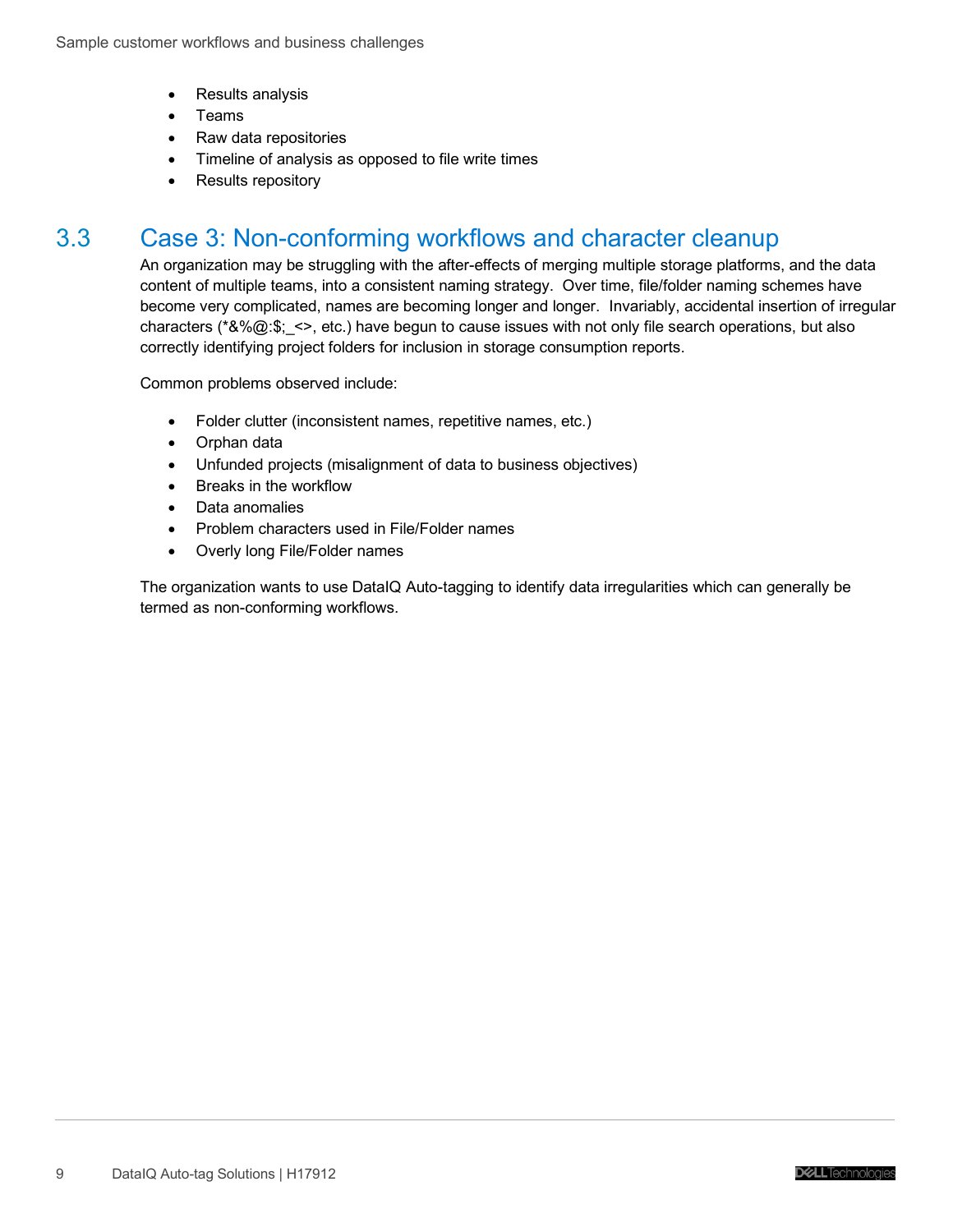- Results analysis
- Teams
- Raw data repositories
- Timeline of analysis as opposed to file write times
- Results repository

## 3.3 Case 3: Non-conforming workflows and character cleanup

An organization may be struggling with the after-effects of merging multiple storage platforms, and the data content of multiple teams, into a consistent naming strategy. Over time, file/folder naming schemes have become very complicated, names are becoming longer and longer. Invariably, accidental insertion of irregular characters (*&%@:$;_<>, etc.) have begun to cause issues with not only file search operations, but also correctly identifying project folders for inclusion in storage consumption reports.

Common problems observed include:

- Folder clutter (inconsistent names, repetitive names, etc.)
- Orphan data
- Unfunded projects (misalignment of data to business objectives)
- Breaks in the workflow
- Data anomalies
- Problem characters used in File/Folder names
- Overly long File/Folder names

The organization wants to use DataIQ Auto-tagging to identify data irregularities which can generally be termed as non-conforming workflows.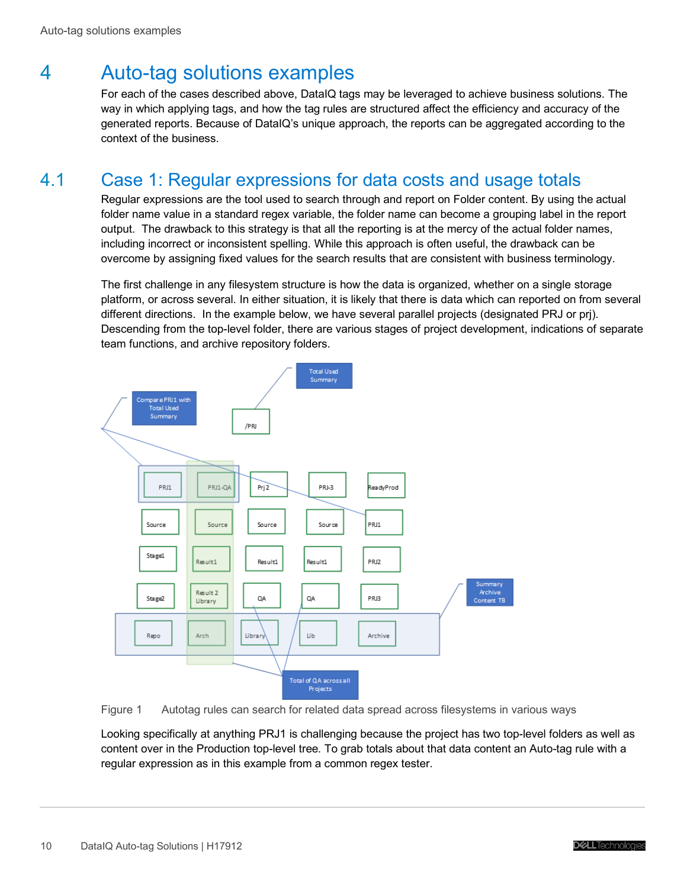# 4 Auto-tag solutions examples

For each of the cases described above, DataIQ tags may be leveraged to achieve business solutions. The way in which applying tags, and how the tag rules are structured affect the efficiency and accuracy of the generated reports. Because of DataIQ's unique approach, the reports can be aggregated according to the context of the business.

## 4.1 Case 1: Regular expressions for data costs and usage totals

Regular expressions are the tool used to search through and report on Folder content. By using the actual folder name value in a standard regex variable, the folder name can become a grouping label in the report output. The drawback to this strategy is that all the reporting is at the mercy of the actual folder names, including incorrect or inconsistent spelling. While this approach is often useful, the drawback can be overcome by assigning fixed values for the search results that are consistent with business terminology.

The first challenge in any filesystem structure is how the data is organized, whether on a single storage platform, or across several. In either situation, it is likely that there is data which can reported on from several different directions. In the example below, we have several parallel projects (designated PRJ or prj). Descending from the top-level folder, there are various stages of project development, indications of separate team functions, and archive repository folders.

Figure 1 Autotag rules can search for related data spread across filesystems in various ways

Looking specifically at anything PRJ1 is challenging because the project has two top-level folders as well as content over in the Production top-level tree. To grab totals about that data content an Auto-tag rule with a regular expression as in this example from a common regex tester.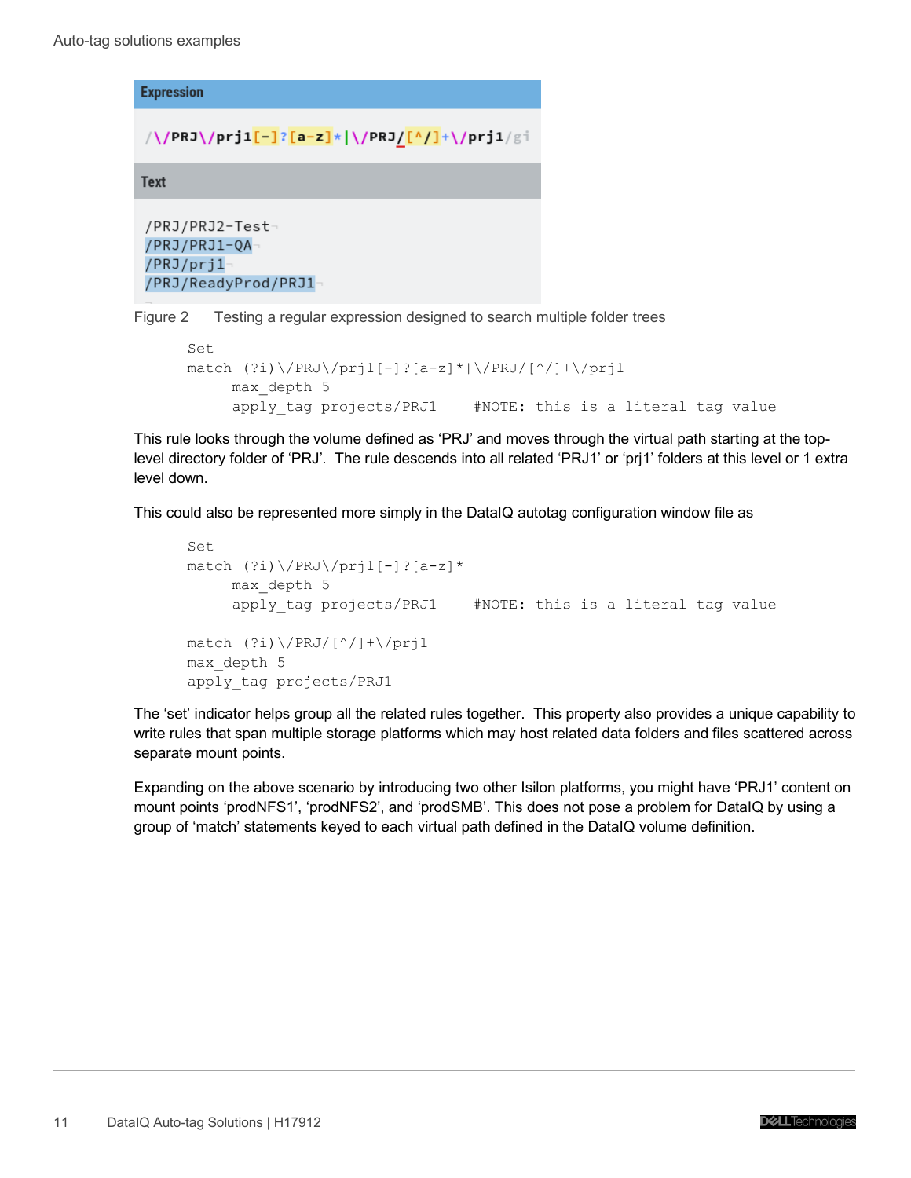Expression

```
/\/PRJ\/prj1[-]?[a-z]*|\/PRJ/[^/]+\/prj1/gi
```

Text

```
/PRJ/PRJ2-Test
/PRJ/PRJ1-QA
/PRJ/prj1
/PRJ/ReadyProd/PRJ1
```

Figure 2 Testing a regular expression designed to search multiple folder trees

```
Set
match (?i)\/PRJ\/prj1[-]?[a-z]*|\/PRJ/[^/]+\/prj1
    max_depth 5
    apply_tag projects/PRJ1    #NOTE: this is a literal tag value
```

This rule looks through the volume defined as 'PRJ' and moves through the virtual path starting at the top-level directory folder of 'PRJ'. The rule descends into all related 'PRJ1' or 'prj1' folders at this level or 1 extra level down.

This could also be represented more simply in the DataIQ autotag configuration window file as

```
Set
match (?i)\/PRJ\/prj1[-]?[a-z]*
    max_depth 5
    apply_tag projects/PRJ1    #NOTE: this is a literal tag value

match (?i)\/PRJ/[^/]+\/prj1
max_depth 5
apply_tag projects/PRJ1
```

The 'set' indicator helps group all the related rules together. This property also provides a unique capability to write rules that span multiple storage platforms which may host related data folders and files scattered across separate mount points.

Expanding on the above scenario by introducing two other Isilon platforms, you might have 'PRJ1' content on mount points 'prodNFS1', 'prodNFS2', and 'prodSMB'. This does not pose a problem for DataIQ by using a group of 'match' statements keyed to each virtual path defined in the DataIQ volume definition.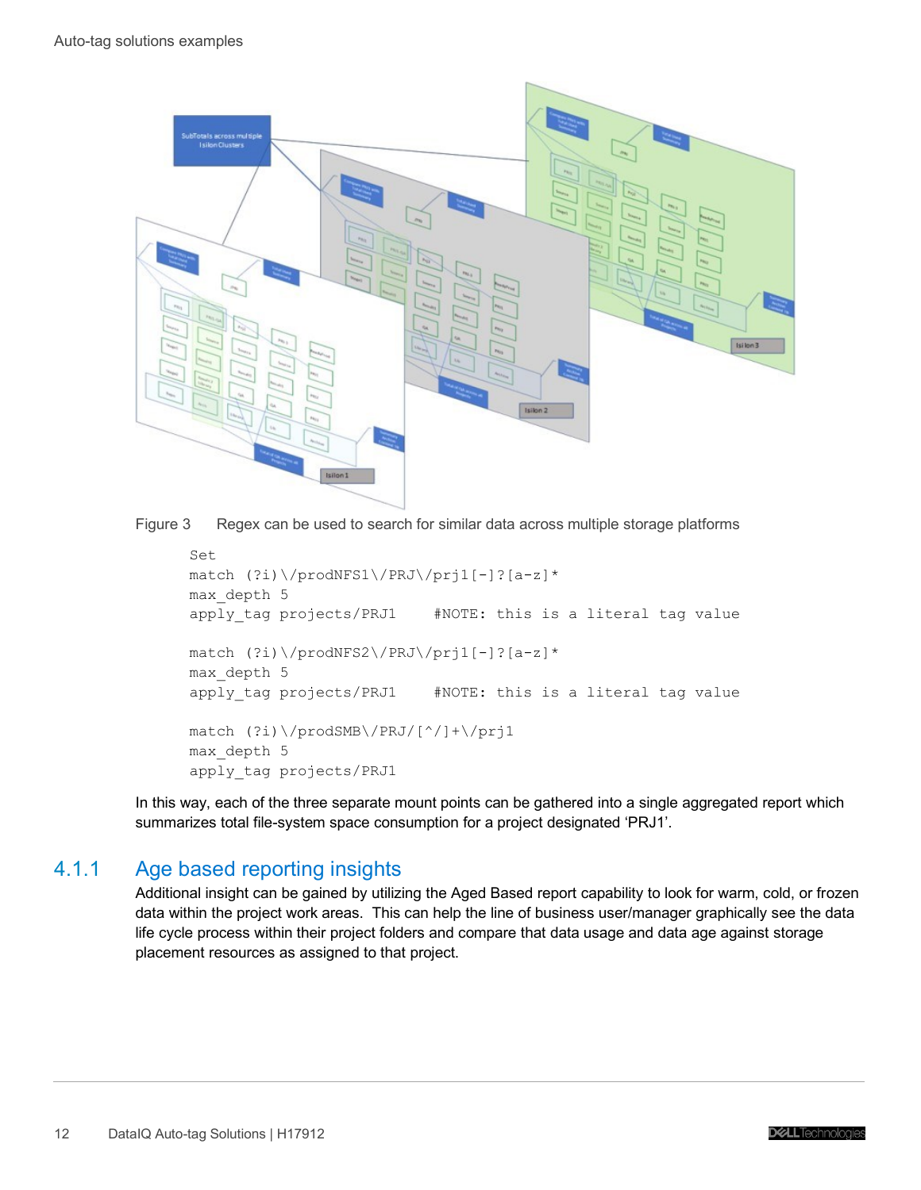Figure 3 Regex can be used to search for similar data across multiple storage platforms

```
Set
match (?i)\/prodNFS1\/PRJ\/prj1[-]?[a-z]*
max_depth 5
apply_tag projects/PRJ1    #NOTE: this is a literal tag value

match (?i)\/prodNFS2\/PRJ\/prj1[-]?[a-z]*
max_depth 5
apply_tag projects/PRJ1    #NOTE: this is a literal tag value

match (?i)\/prodSMB\/PRJ/[^/]+\/prj1
max_depth 5
apply_tag projects/PRJ1
```

In this way, each of the three separate mount points can be gathered into a single aggregated report which summarizes total file-system space consumption for a project designated 'PRJ1'.

### 4.1.1 Age based reporting insights

Additional insight can be gained by utilizing the Aged Based report capability to look for warm, cold, or frozen data within the project work areas. This can help the line of business user/manager graphically see the data life cycle process within their project folders and compare that data usage and data age against storage placement resources as assigned to that project.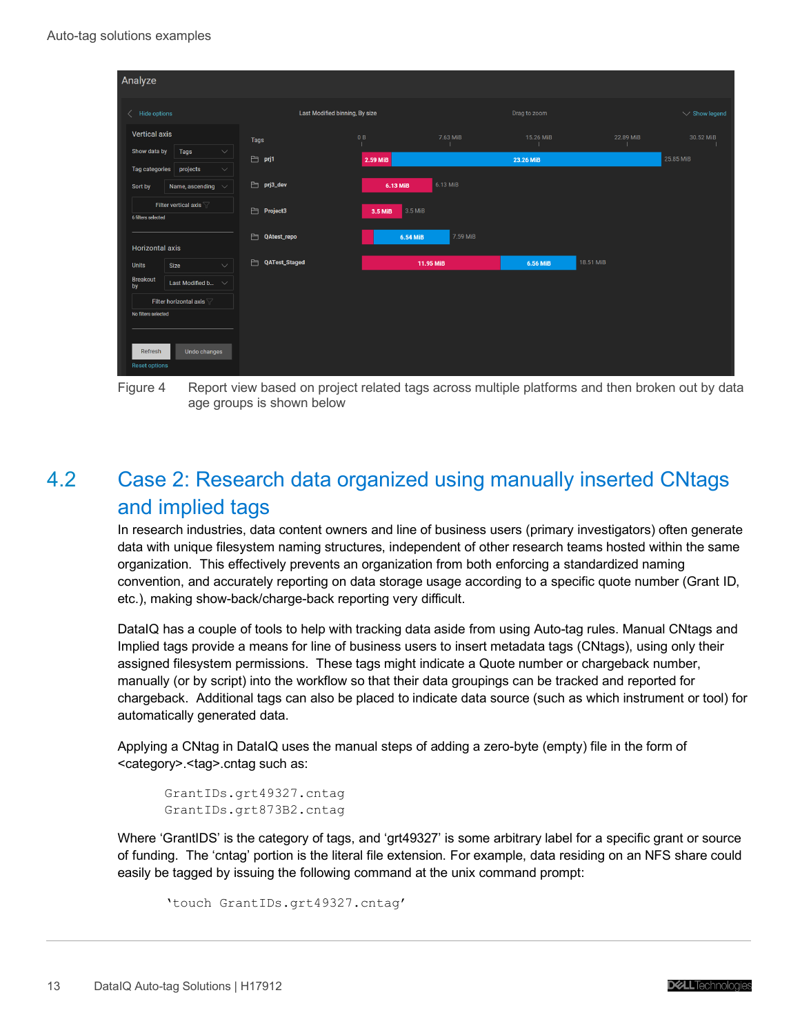Figure 4 Report view based on project related tags across multiple platforms and then broken out by data age groups is shown below

## 4.2 Case 2: Research data organized using manually inserted CNtags and implied tags

In research industries, data content owners and line of business users (primary investigators) often generate data with unique filesystem naming structures, independent of other research teams hosted within the same organization. This effectively prevents an organization from both enforcing a standardized naming convention, and accurately reporting on data storage usage according to a specific quote number (Grant ID, etc.), making show-back/charge-back reporting very difficult.

DataIQ has a couple of tools to help with tracking data aside from using Auto-tag rules. Manual CNtags and Implied tags provide a means for line of business users to insert metadata tags (CNtags), using only their assigned filesystem permissions. These tags might indicate a Quote number or chargeback number, manually (or by script) into the workflow so that their data groupings can be tracked and reported for chargeback. Additional tags can also be placed to indicate data source (such as which instrument or tool) for automatically generated data.

Applying a CNtag in DataIQ uses the manual steps of adding a zero-byte (empty) file in the form of <category>.<tag>.cntag such as:

```
GrantIDs.grt49327.cntag
GrantIDs.grt873B2.cntag
```

Where 'GrantIDS' is the category of tags, and 'grt49327' is some arbitrary label for a specific grant or source of funding. The 'cntag' portion is the literal file extension. For example, data residing on an NFS share could easily be tagged by issuing the following command at the unix command prompt:

```
'touch GrantIDs.grt49327.cntag'
```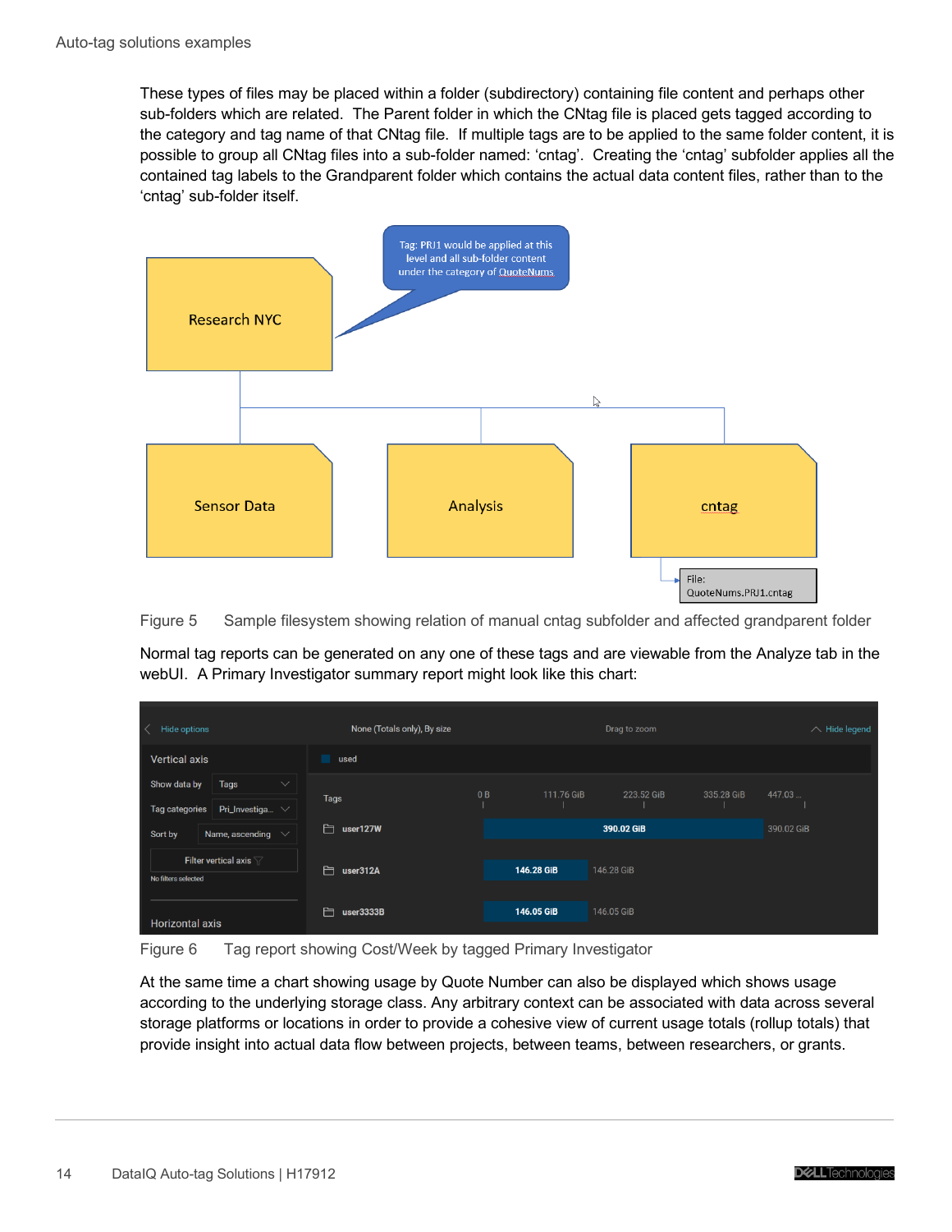These types of files may be placed within a folder (subdirectory) containing file content and perhaps other sub-folders which are related. The Parent folder in which the CNtag file is placed gets tagged according to the category and tag name of that CNtag file. If multiple tags are to be applied to the same folder content, it is possible to group all CNtag files into a sub-folder named: 'cntag'. Creating the 'cntag' subfolder applies all the contained tag labels to the Grandparent folder which contains the actual data content files, rather than to the 'cntag' sub-folder itself.

Figure 5 Sample filesystem showing relation of manual cntag subfolder and affected grandparent folder

Normal tag reports can be generated on any one of these tags and are viewable from the Analyze tab in the webUI. A Primary Investigator summary report might look like this chart:

Figure 6 Tag report showing Cost/Week by tagged Primary Investigator

At the same time a chart showing usage by Quote Number can also be displayed which shows usage according to the underlying storage class. Any arbitrary context can be associated with data across several storage platforms or locations in order to provide a cohesive view of current usage totals (rollup totals) that provide insight into actual data flow between projects, between teams, between researchers, or grants.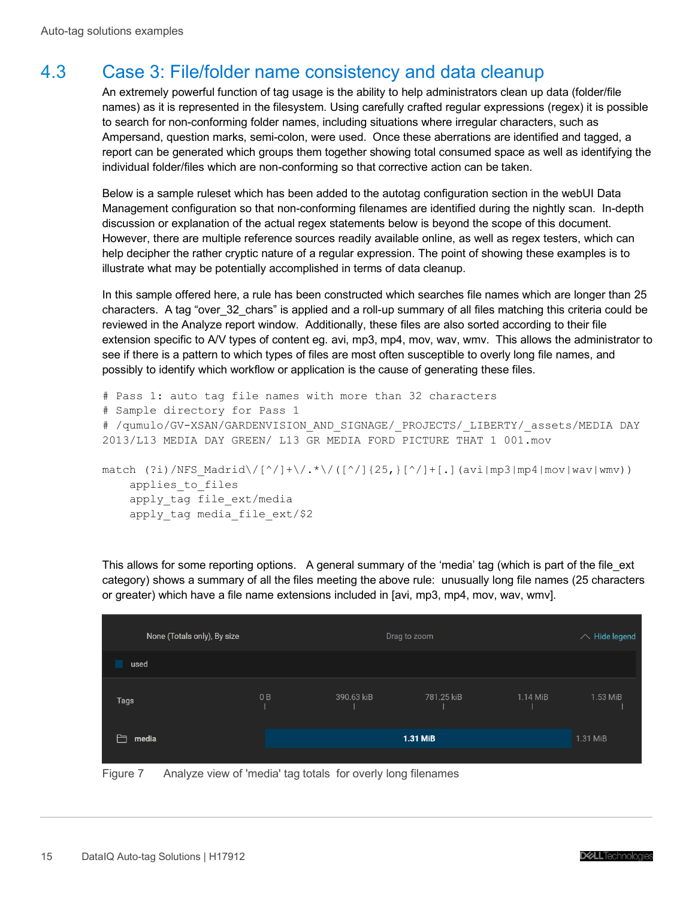## 4.3 Case 3: File/folder name consistency and data cleanup

An extremely powerful function of tag usage is the ability to help administrators clean up data (folder/file names) as it is represented in the filesystem. Using carefully crafted regular expressions (regex) it is possible to search for non-conforming folder names, including situations where irregular characters, such as Ampersand, question marks, semi-colon, were used. Once these aberrations are identified and tagged, a report can be generated which groups them together showing total consumed space as well as identifying the individual folder/files which are non-conforming so that corrective action can be taken.

Below is a sample ruleset which has been added to the autotag configuration section in the webUI Data Management configuration so that non-conforming filenames are identified during the nightly scan. In-depth discussion or explanation of the actual regex statements below is beyond the scope of this document. However, there are multiple reference sources readily available online, as well as regex testers, which can help decipher the rather cryptic nature of a regular expression. The point of showing these examples is to illustrate what may be potentially accomplished in terms of data cleanup.

In this sample offered here, a rule has been constructed which searches file names which are longer than 25 characters. A tag "over_32_chars" is applied and a roll-up summary of all files matching this criteria could be reviewed in the Analyze report window. Additionally, these files are also sorted according to their file extension specific to A/V types of content eg. avi, mp3, mp4, mov, wav, wmv. This allows the administrator to see if there is a pattern to which types of files are most often susceptible to overly long file names, and possibly to identify which workflow or application is the cause of generating these files.

```
# Pass 1: auto tag file names with more than 32 characters
# Sample directory for Pass 1
# /qumulo/GV-XSAN/GARDENVISION_AND_SIGNAGE/_PROJECTS/_LIBERTY/_assets/MEDIA DAY
2013/L13 MEDIA DAY GREEN/ L13 GR MEDIA FORD PICTURE THAT 1 001.mov

match (?i)/NFS_Madrid\/[^/]+\/.*\/([^/]{25,}[^/]+[.](avi|mp3|mp4|mov|wav|wmv))
    applies_to_files
    apply_tag file_ext/media
    apply_tag media_file_ext/$2
```

This allows for some reporting options. A general summary of the 'media' tag (which is part of the file_ext category) shows a summary of all the files meeting the above rule: unusually long file names (25 characters or greater) which have a file name extensions included in [avi, mp3, mp4, mov, wav, wmv].

| None (Totals only), By size | Drag to zoom | Hide legend |
|---|---|---|
| used | | |

| Tags | 0 B | 390.63 kiB | 781.25 kiB | 1.14 MiB | 1.53 MiB |
|---|---|---|---|---|---|
| media | 1.31 MiB | | | | 1.31 MiB |

Figure 7 Analyze view of 'media' tag totals for overly long filenames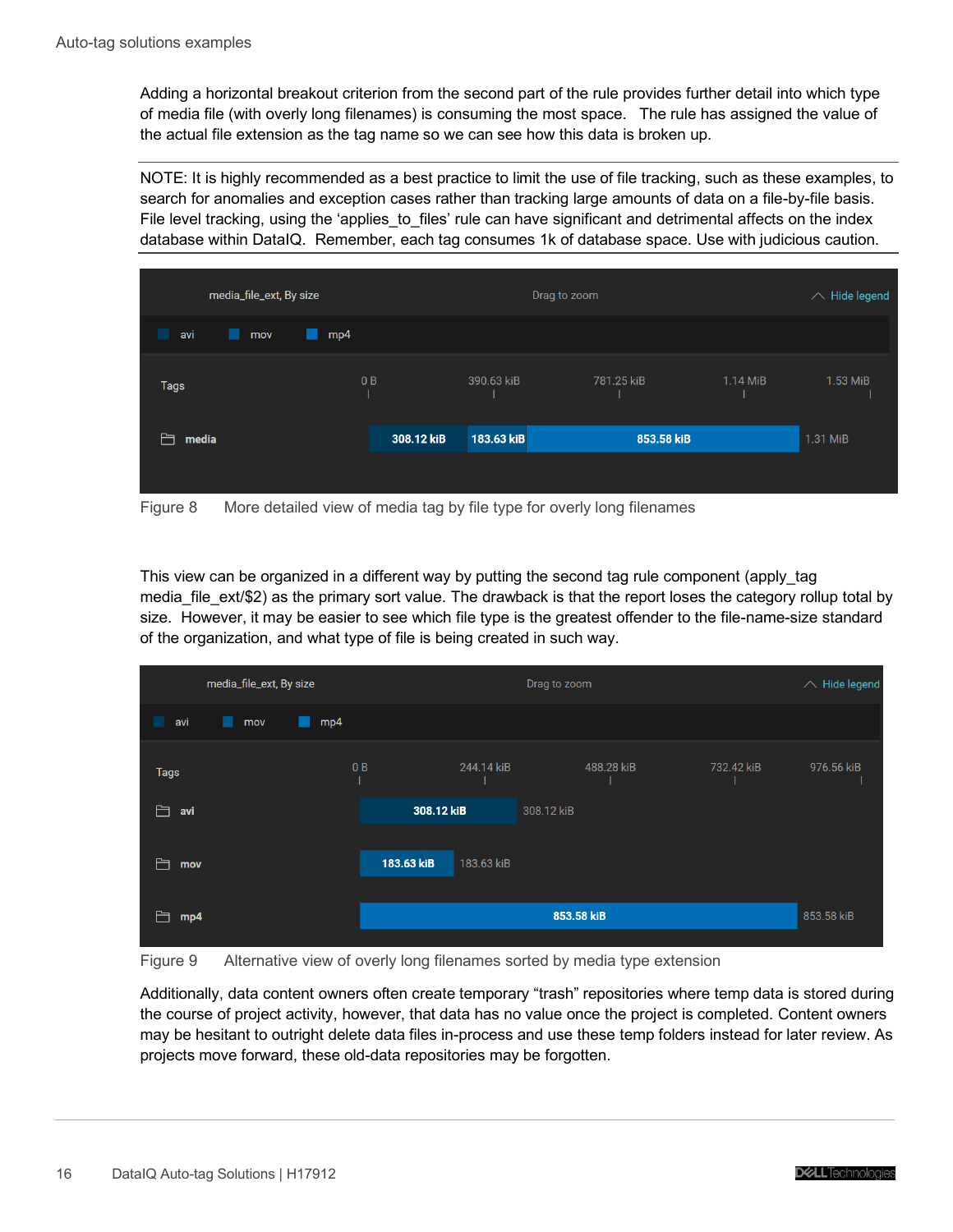Adding a horizontal breakout criterion from the second part of the rule provides further detail into which type of media file (with overly long filenames) is consuming the most space. The rule has assigned the value of the actual file extension as the tag name so we can see how this data is broken up.

---

NOTE: It is highly recommended as a best practice to limit the use of file tracking, such as these examples, to search for anomalies and exception cases rather than tracking large amounts of data on a file-by-file basis. File level tracking, using the 'applies_to_files' rule can have significant and detrimental affects on the index database within DataIQ. Remember, each tag consumes 1k of database space. Use with judicious caution.

---

Figure 8 More detailed view of media tag by file type for overly long filenames

This view can be organized in a different way by putting the second tag rule component (apply_tag media_file_ext/$2) as the primary sort value. The drawback is that the report loses the category rollup total by size. However, it may be easier to see which file type is the greatest offender to the file-name-size standard of the organization, and what type of file is being created in such way.

Figure 9 Alternative view of overly long filenames sorted by media type extension

Additionally, data content owners often create temporary "trash" repositories where temp data is stored during the course of project activity, however, that data has no value once the project is completed. Content owners may be hesitant to outright delete data files in-process and use these temp folders instead for later review. As projects move forward, these old-data repositories may be forgotten.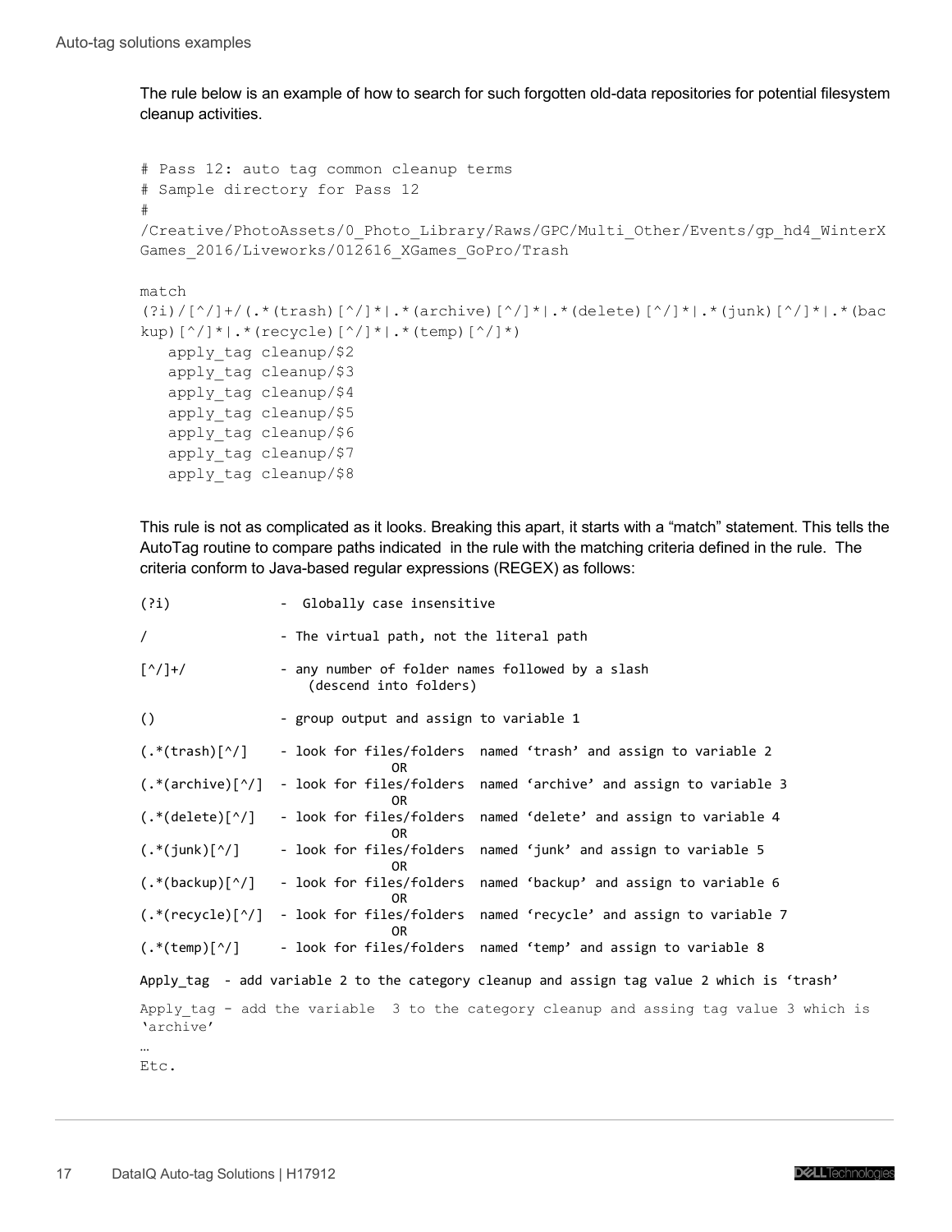The rule below is an example of how to search for such forgotten old-data repositories for potential filesystem cleanup activities.

```
# Pass 12: auto tag common cleanup terms
# Sample directory for Pass 12
#
/Creative/PhotoAssets/0_Photo_Library/Raws/GPC/Multi_Other/Events/gp_hd4_WinterX
Games_2016/Liveworks/012616_XGames_GoPro/Trash

match
(?i)/[^/]+/(.*(trash)[^/]*|.*(archive)[^/]*|.*(delete)[^/]*|.*(junk)[^/]*|.*(bac
kup)[^/]*|.*(recycle)[^/]*|.*(temp)[^/]*)
   apply_tag cleanup/$2
   apply_tag cleanup/$3
   apply_tag cleanup/$4
   apply_tag cleanup/$5
   apply_tag cleanup/$6
   apply_tag cleanup/$7
   apply_tag cleanup/$8
```

This rule is not as complicated as it looks. Breaking this apart, it starts with a "match" statement. This tells the AutoTag routine to compare paths indicated in the rule with the matching criteria defined in the rule. The criteria conform to Java-based regular expressions (REGEX) as follows:

```
(?i)              -  Globally case insensitive

/                 - The virtual path, not the literal path

[^/]+/            - any number of folder names followed by a slash
                     (descend into folders)

()                - group output and assign to variable 1

(.*(trash)[^/]    - look for files/folders  named 'trash' and assign to variable 2
                                   OR
(.*(archive)[^/]  - look for files/folders  named 'archive' and assign to variable 3
                                   OR
(.*(delete)[^/]   - look for files/folders  named 'delete' and assign to variable 4
                                   OR
(.*(junk)[^/]     - look for files/folders  named 'junk' and assign to variable 5
                                   OR
(.*(backup)[^/]   - look for files/folders  named 'backup' and assign to variable 6
                                   OR
(.*(recycle)[^/]  - look for files/folders  named 'recycle' and assign to variable 7
                                   OR
(.*(temp)[^/]     - look for files/folders  named 'temp' and assign to variable 8

Apply_tag  - add variable 2 to the category cleanup and assign tag value 2 which is 'trash'

Apply_tag - add the variable  3 to the category cleanup and assing tag value 3 which is
'archive'
…
Etc.
```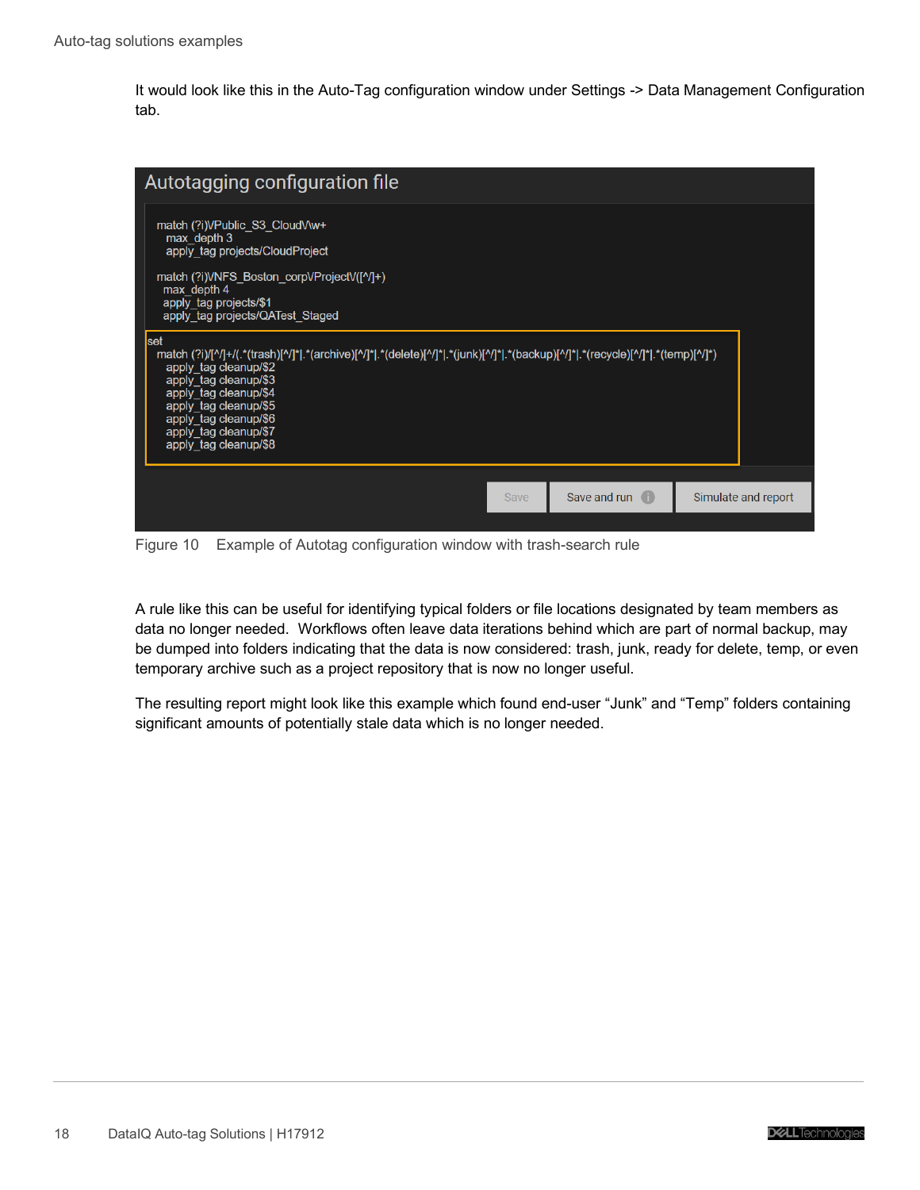It would look like this in the Auto-Tag configuration window under Settings -> Data Management Configuration tab.

```
Autotagging configuration file

match (?i)\/Public_S3_Cloud\/\w+
  max_depth 3
  apply_tag projects/CloudProject

match (?i)\/NFS_Boston_corp\/Project\/([^/]+)
  max_depth 4
  apply_tag projects/$1
  apply_tag projects/QATest_Staged

set
  match (?i)/[^/]+/(.*(trash)[^/]*|.*(archive)[^/]*|.*(delete)[^/]*|.*(junk)[^/]*|.*(backup)[^/]*|.*(recycle)[^/]*|.*(temp)[^/]*)
    apply_tag cleanup/$2
    apply_tag cleanup/$3
    apply_tag cleanup/$4
    apply_tag cleanup/$5
    apply_tag cleanup/$6
    apply_tag cleanup/$7
    apply_tag cleanup/$8

Save    Save and run    Simulate and report
```

Figure 10 Example of Autotag configuration window with trash-search rule

A rule like this can be useful for identifying typical folders or file locations designated by team members as data no longer needed. Workflows often leave data iterations behind which are part of normal backup, may be dumped into folders indicating that the data is now considered: trash, junk, ready for delete, temp, or even temporary archive such as a project repository that is now no longer useful.

The resulting report might look like this example which found end-user "Junk" and "Temp" folders containing significant amounts of potentially stale data which is no longer needed.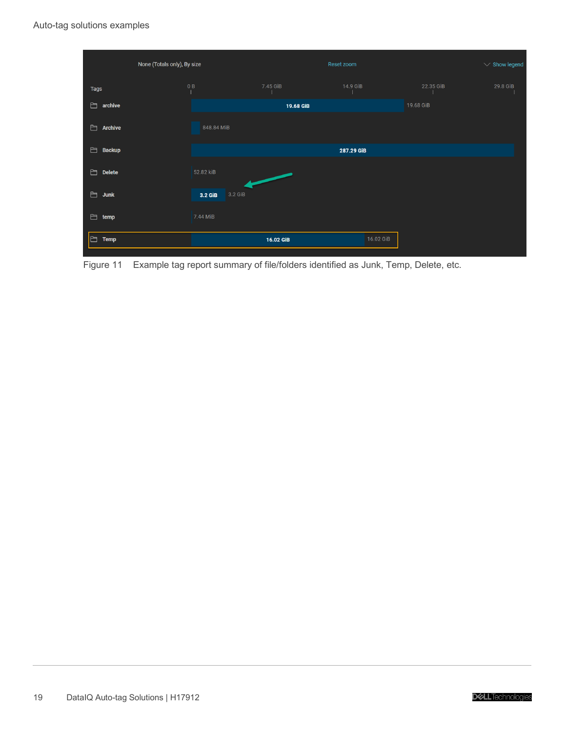Figure 11 Example tag report summary of file/folders identified as Junk, Temp, Delete, etc.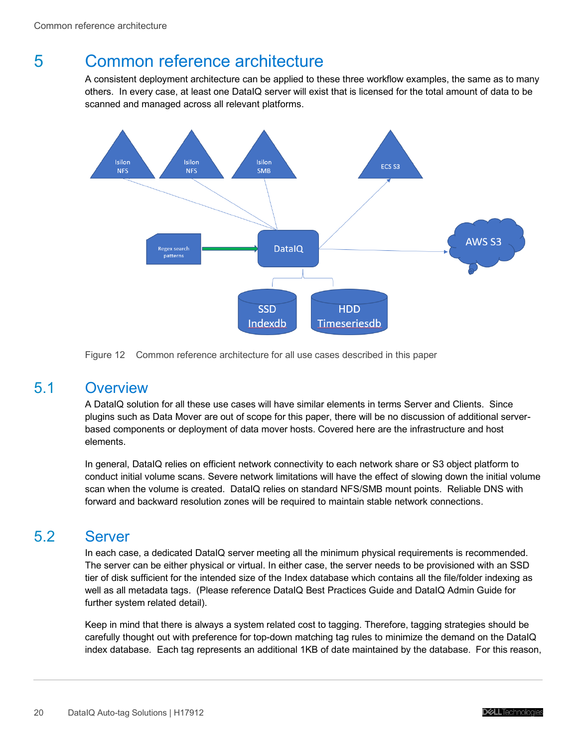# 5 Common reference architecture

A consistent deployment architecture can be applied to these three workflow examples, the same as to many others. In every case, at least one DataIQ server will exist that is licensed for the total amount of data to be scanned and managed across all relevant platforms.

Figure 12 Common reference architecture for all use cases described in this paper

## 5.1 Overview

A DataIQ solution for all these use cases will have similar elements in terms Server and Clients. Since plugins such as Data Mover are out of scope for this paper, there will be no discussion of additional server-based components or deployment of data mover hosts. Covered here are the infrastructure and host elements.

In general, DataIQ relies on efficient network connectivity to each network share or S3 object platform to conduct initial volume scans. Severe network limitations will have the effect of slowing down the initial volume scan when the volume is created. DataIQ relies on standard NFS/SMB mount points. Reliable DNS with forward and backward resolution zones will be required to maintain stable network connections.

## 5.2 Server

In each case, a dedicated DataIQ server meeting all the minimum physical requirements is recommended. The server can be either physical or virtual. In either case, the server needs to be provisioned with an SSD tier of disk sufficient for the intended size of the Index database which contains all the file/folder indexing as well as all metadata tags. (Please reference DataIQ Best Practices Guide and DataIQ Admin Guide for further system related detail).

Keep in mind that there is always a system related cost to tagging. Therefore, tagging strategies should be carefully thought out with preference for top-down matching tag rules to minimize the demand on the DataIQ index database. Each tag represents an additional 1KB of date maintained by the database. For this reason,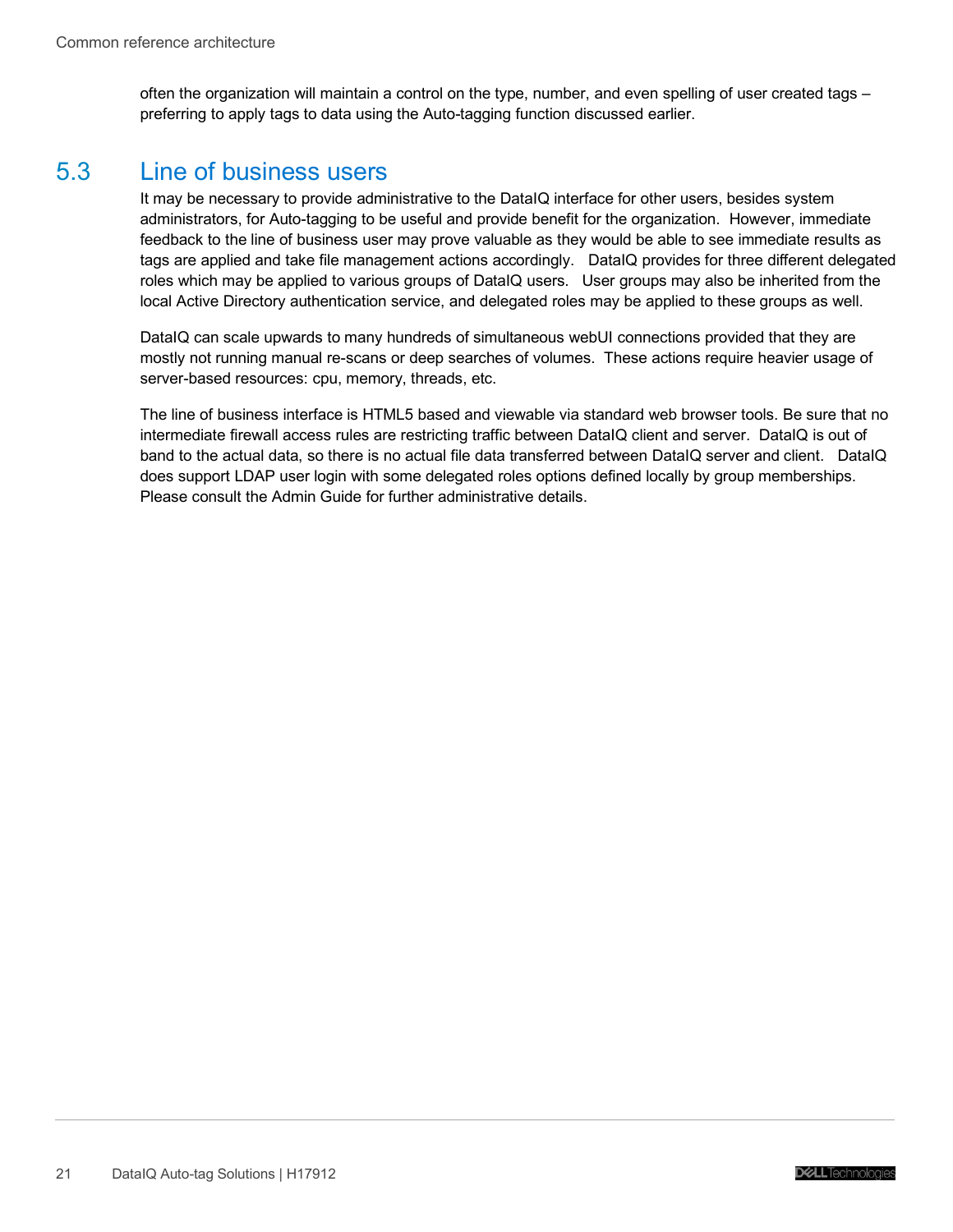often the organization will maintain a control on the type, number, and even spelling of user created tags – preferring to apply tags to data using the Auto-tagging function discussed earlier.

## 5.3 Line of business users

It may be necessary to provide administrative to the DataIQ interface for other users, besides system administrators, for Auto-tagging to be useful and provide benefit for the organization. However, immediate feedback to the line of business user may prove valuable as they would be able to see immediate results as tags are applied and take file management actions accordingly. DataIQ provides for three different delegated roles which may be applied to various groups of DataIQ users. User groups may also be inherited from the local Active Directory authentication service, and delegated roles may be applied to these groups as well.

DataIQ can scale upwards to many hundreds of simultaneous webUI connections provided that they are mostly not running manual re-scans or deep searches of volumes. These actions require heavier usage of server-based resources: cpu, memory, threads, etc.

The line of business interface is HTML5 based and viewable via standard web browser tools. Be sure that no intermediate firewall access rules are restricting traffic between DataIQ client and server. DataIQ is out of band to the actual data, so there is no actual file data transferred between DataIQ server and client. DataIQ does support LDAP user login with some delegated roles options defined locally by group memberships. Please consult the Admin Guide for further administrative details.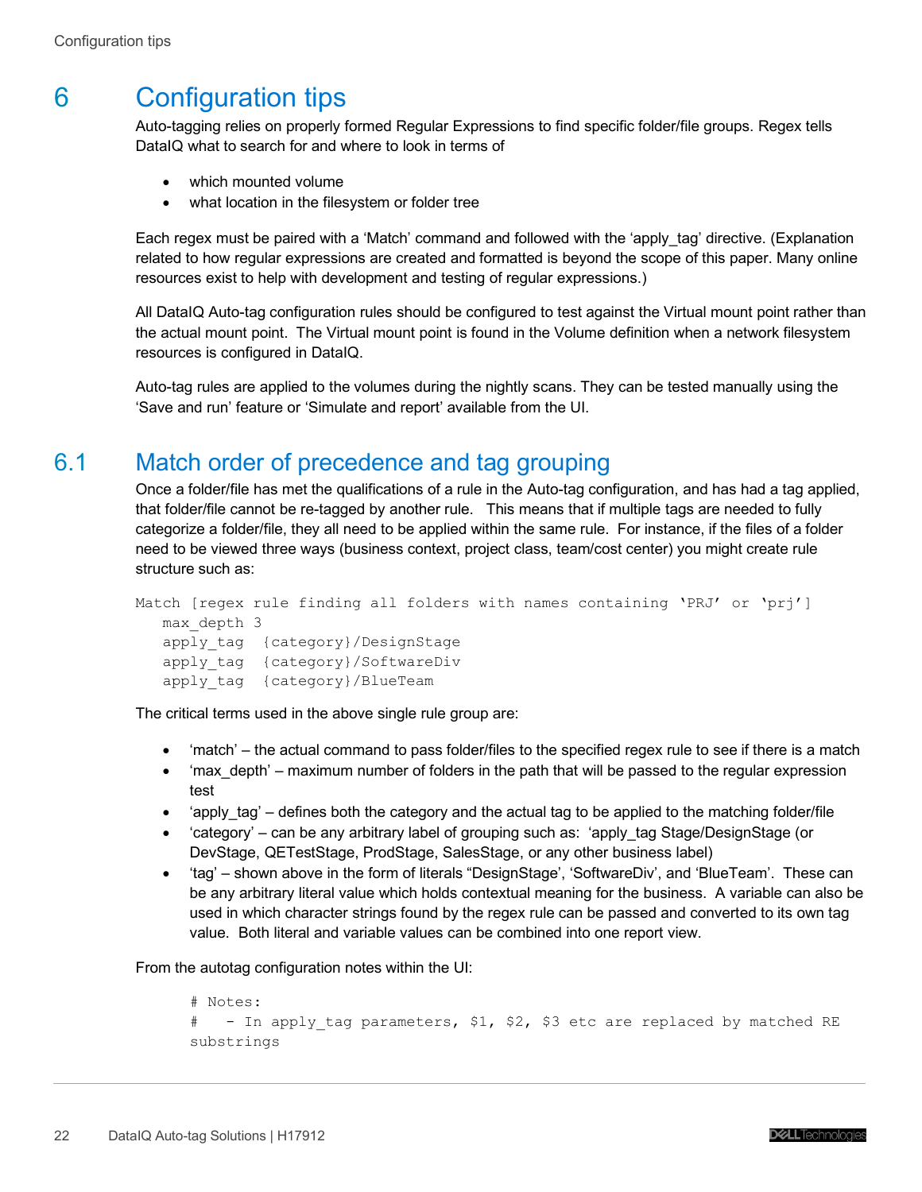# 6 Configuration tips

Auto-tagging relies on properly formed Regular Expressions to find specific folder/file groups. Regex tells DataIQ what to search for and where to look in terms of

- which mounted volume
- what location in the filesystem or folder tree

Each regex must be paired with a 'Match' command and followed with the 'apply_tag' directive. (Explanation related to how regular expressions are created and formatted is beyond the scope of this paper. Many online resources exist to help with development and testing of regular expressions.)

All DataIQ Auto-tag configuration rules should be configured to test against the Virtual mount point rather than the actual mount point. The Virtual mount point is found in the Volume definition when a network filesystem resources is configured in DataIQ.

Auto-tag rules are applied to the volumes during the nightly scans. They can be tested manually using the 'Save and run' feature or 'Simulate and report' available from the UI.

## 6.1 Match order of precedence and tag grouping

Once a folder/file has met the qualifications of a rule in the Auto-tag configuration, and has had a tag applied, that folder/file cannot be re-tagged by another rule. This means that if multiple tags are needed to fully categorize a folder/file, they all need to be applied within the same rule. For instance, if the files of a folder need to be viewed three ways (business context, project class, team/cost center) you might create rule structure such as:

```
Match [regex rule finding all folders with names containing 'PRJ' or 'prj']
   max_depth 3
   apply_tag  {category}/DesignStage
   apply_tag  {category}/SoftwareDiv
   apply_tag  {category}/BlueTeam
```

The critical terms used in the above single rule group are:

- 'match' – the actual command to pass folder/files to the specified regex rule to see if there is a match
- 'max_depth' – maximum number of folders in the path that will be passed to the regular expression test
- 'apply_tag' – defines both the category and the actual tag to be applied to the matching folder/file
- 'category' – can be any arbitrary label of grouping such as: 'apply_tag Stage/DesignStage (or DevStage, QETestStage, ProdStage, SalesStage, or any other business label)
- 'tag' – shown above in the form of literals "DesignStage', 'SoftwareDiv', and 'BlueTeam'. These can be any arbitrary literal value which holds contextual meaning for the business. A variable can also be used in which character strings found by the regex rule can be passed and converted to its own tag value. Both literal and variable values can be combined into one report view.

From the autotag configuration notes within the UI:

```
# Notes:
#   - In apply_tag parameters, $1, $2, $3 etc are replaced by matched RE
substrings
```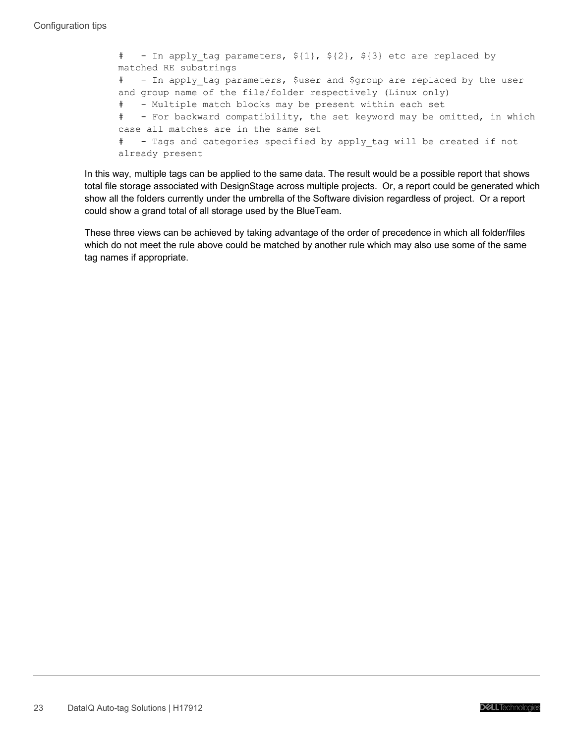```
#   - In apply_tag parameters, ${1}, ${2}, ${3} etc are replaced by matched RE substrings
#   - In apply_tag parameters, $user and $group are replaced by the user and group name of the file/folder respectively (Linux only)
#   - Multiple match blocks may be present within each set
#   - For backward compatibility, the set keyword may be omitted, in which case all matches are in the same set
#   - Tags and categories specified by apply_tag will be created if not already present
```

In this way, multiple tags can be applied to the same data. The result would be a possible report that shows total file storage associated with DesignStage across multiple projects. Or, a report could be generated which show all the folders currently under the umbrella of the Software division regardless of project. Or a report could show a grand total of all storage used by the BlueTeam.

These three views can be achieved by taking advantage of the order of precedence in which all folder/files which do not meet the rule above could be matched by another rule which may also use some of the same tag names if appropriate.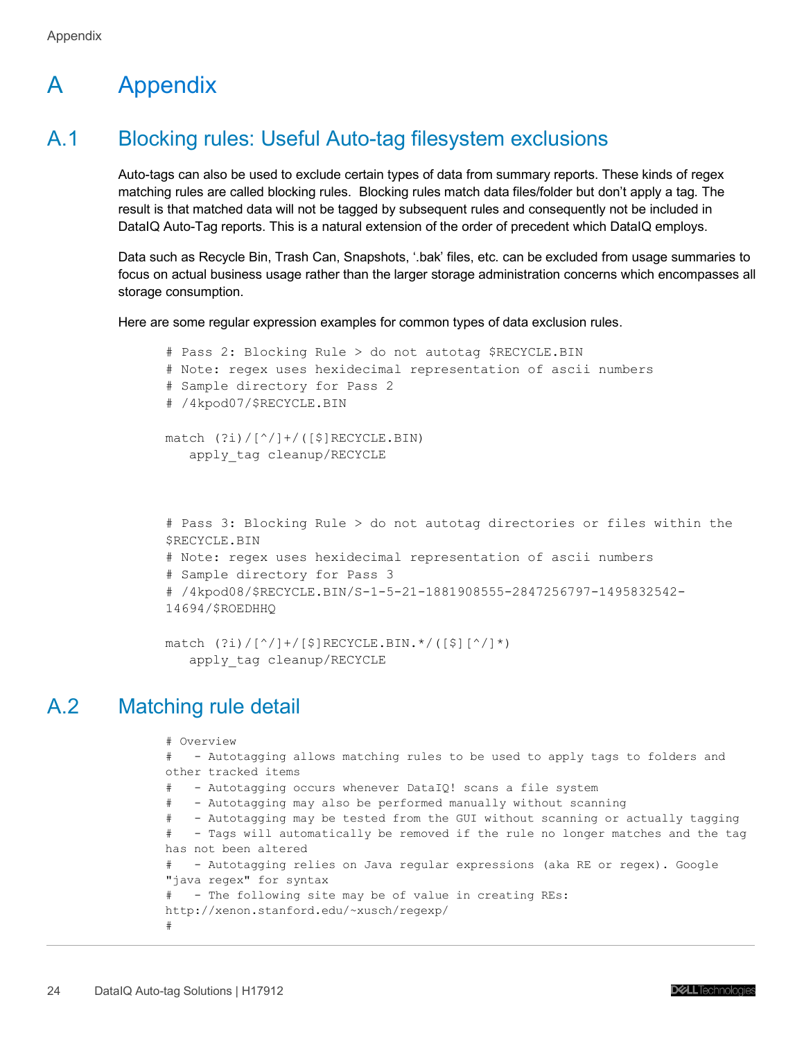# A Appendix

## A.1 Blocking rules: Useful Auto-tag filesystem exclusions

Auto-tags can also be used to exclude certain types of data from summary reports. These kinds of regex matching rules are called blocking rules. Blocking rules match data files/folder but don't apply a tag. The result is that matched data will not be tagged by subsequent rules and consequently not be included in DataIQ Auto-Tag reports. This is a natural extension of the order of precedent which DataIQ employs.

Data such as Recycle Bin, Trash Can, Snapshots, '.bak' files, etc. can be excluded from usage summaries to focus on actual business usage rather than the larger storage administration concerns which encompasses all storage consumption.

Here are some regular expression examples for common types of data exclusion rules.

```
# Pass 2: Blocking Rule > do not autotag $RECYCLE.BIN
# Note: regex uses hexidecimal representation of ascii numbers
# Sample directory for Pass 2
# /4kpod07/$RECYCLE.BIN

match (?i)/[^/]+/([$]RECYCLE.BIN)
   apply_tag cleanup/RECYCLE



# Pass 3: Blocking Rule > do not autotag directories or files within the
$RECYCLE.BIN
# Note: regex uses hexidecimal representation of ascii numbers
# Sample directory for Pass 3
# /4kpod08/$RECYCLE.BIN/S-1-5-21-1881908555-2847256797-1495832542-
14694/$ROEDHHQ

match (?i)/[^/]+/[$]RECYCLE.BIN.*/([$][^/]*)
   apply_tag cleanup/RECYCLE
```

## A.2 Matching rule detail

```
# Overview
#   - Autotagging allows matching rules to be used to apply tags to folders and
other tracked items
#   - Autotagging occurs whenever DataIQ! scans a file system
#   - Autotagging may also be performed manually without scanning
#   - Autotagging may be tested from the GUI without scanning or actually tagging
#   - Tags will automatically be removed if the rule no longer matches and the tag
has not been altered
#   - Autotagging relies on Java regular expressions (aka RE or regex). Google
"java regex" for syntax
#   - The following site may be of value in creating REs:
http://xenon.stanford.edu/~xusch/regexp/
#
```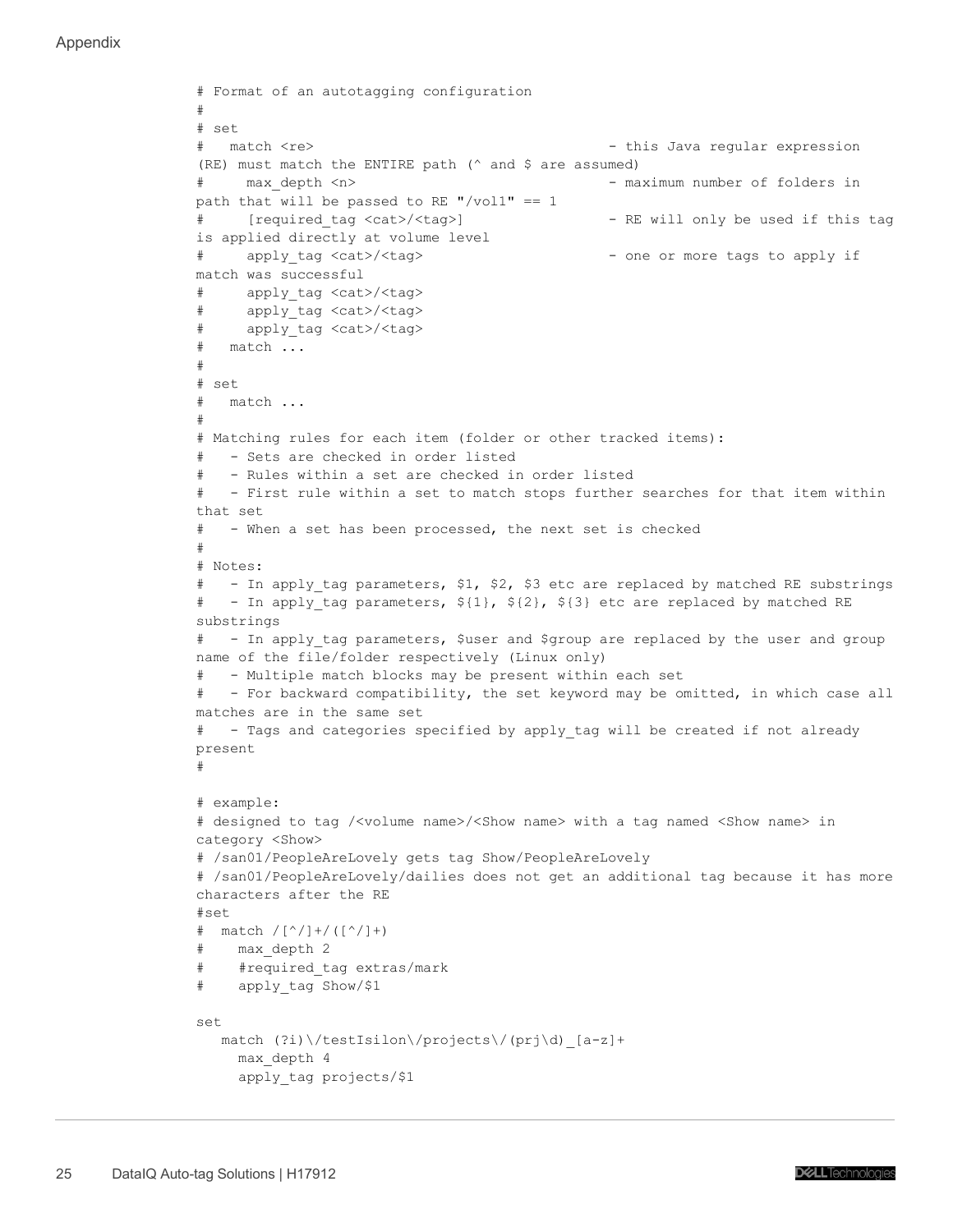```
# Format of an autotagging configuration
#
# set
#   match <re>                                    - this Java regular expression
(RE) must match the ENTIRE path (^ and $ are assumed)
#     max_depth <n>                               - maximum number of folders in
path that will be passed to RE "/vol1" == 1
#     [required_tag <cat>/<tag>]                  - RE will only be used if this tag
is applied directly at volume level
#     apply_tag <cat>/<tag>                       - one or more tags to apply if
match was successful
#     apply_tag <cat>/<tag>
#     apply_tag <cat>/<tag>
#     apply_tag <cat>/<tag>
#   match ...
#
# set
#   match ...
#
# Matching rules for each item (folder or other tracked items):
#   - Sets are checked in order listed
#   - Rules within a set are checked in order listed
#   - First rule within a set to match stops further searches for that item within
that set
#   - When a set has been processed, the next set is checked
#
# Notes:
#   - In apply_tag parameters, $1, $2, $3 etc are replaced by matched RE substrings
#   - In apply_tag parameters, ${1}, ${2}, ${3} etc are replaced by matched RE
substrings
#   - In apply_tag parameters, $user and $group are replaced by the user and group
name of the file/folder respectively (Linux only)
#   - Multiple match blocks may be present within each set
#   - For backward compatibility, the set keyword may be omitted, in which case all
matches are in the same set
#   - Tags and categories specified by apply_tag will be created if not already
present
#

# example:
# designed to tag /<volume name>/<Show name> with a tag named <Show name> in
category <Show>
# /san01/PeopleAreLovely gets tag Show/PeopleAreLovely
# /san01/PeopleAreLovely/dailies does not get an additional tag because it has more
characters after the RE
#set
#  match /[^/]+/([^/]+)
#    max_depth 2
#    #required_tag extras/mark
#    apply_tag Show/$1

set
   match (?i)\/testIsilon\/projects\/(prj\d)_[a-z]+
     max_depth 4
     apply_tag projects/$1
```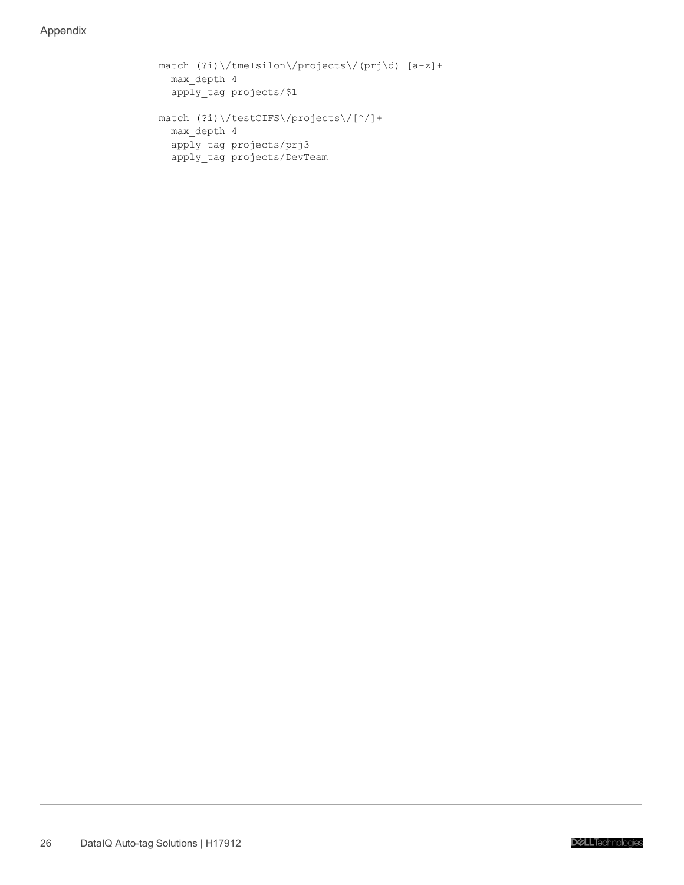```
match (?i)\/tmeIsilon\/projects\/(prj\d)_[a-z]+
  max_depth 4
  apply_tag projects/$1

match (?i)\/testCIFS\/projects\/[^/]+
  max_depth 4
  apply_tag projects/prj3
  apply_tag projects/DevTeam
```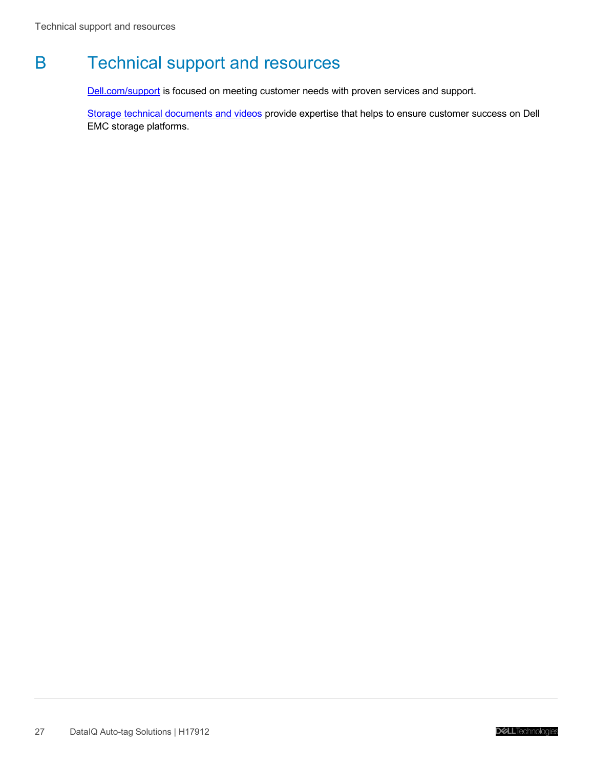# B Technical support and resources

Dell.com/support is focused on meeting customer needs with proven services and support.

Storage technical documents and videos provide expertise that helps to ensure customer success on Dell EMC storage platforms.